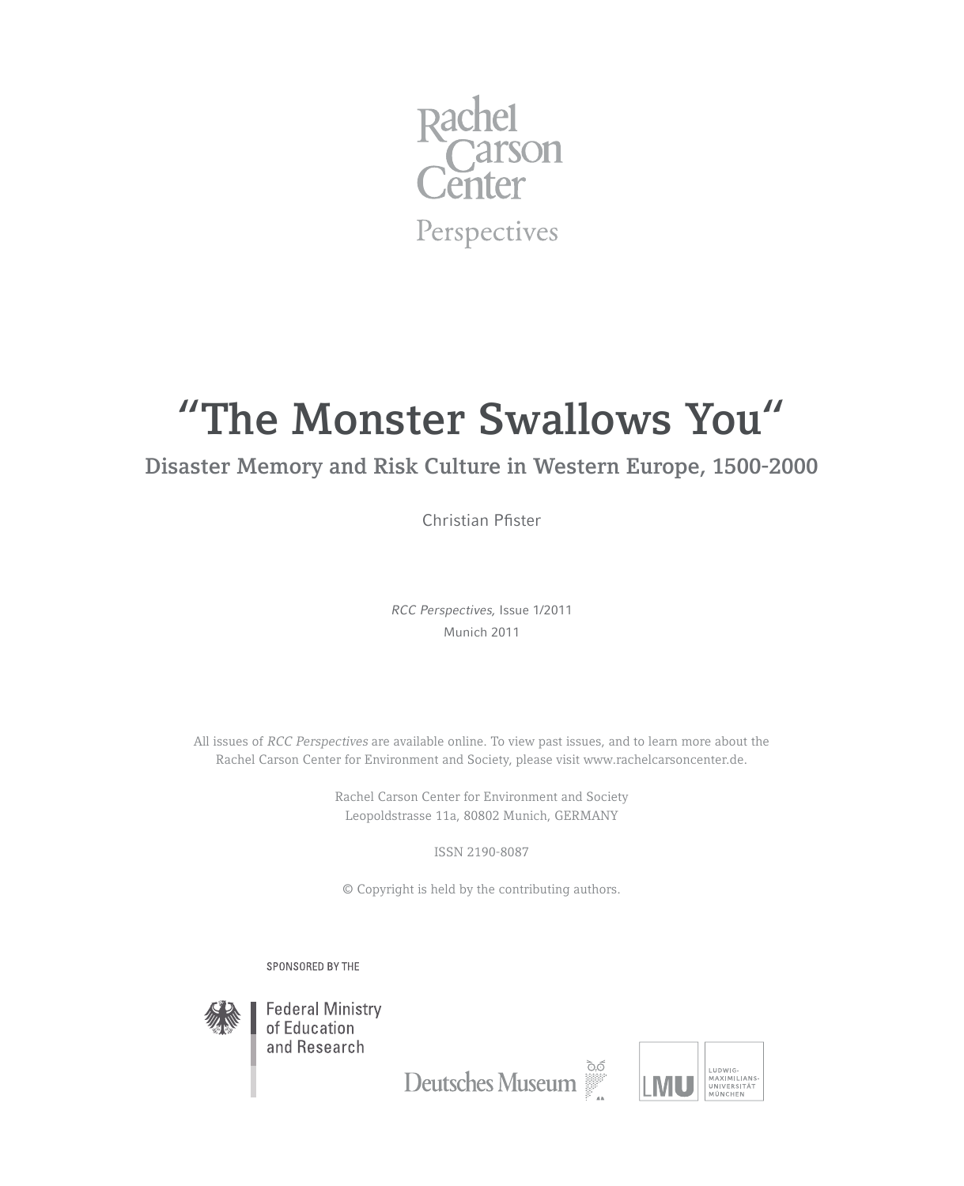Rachel Carson Center

Perspectives

# “The Monster Swallows You“

## Disaster Memory and Risk Culture in Western Europe, 1500-2000

Christian Pfister

*RCC Perspectives*, Issue 1/2011

Munich 2011

All issues of *RCC Perspectives* are available online. To view past issues, and to learn more about the Rachel Carson Center for Environment and Society, please visit www.rachelcarsoncenter.de.

Rachel Carson Center for Environment and Society
Leopoldstrasse 11a, 80802 Munich, GERMANY

ISSN 2190-8087

© Copyright is held by the contributing authors.

SPONSORED BY THE

Federal Ministry of Education and Research

Deutsches Museum

LMU Ludwig-Maximilians-Universität München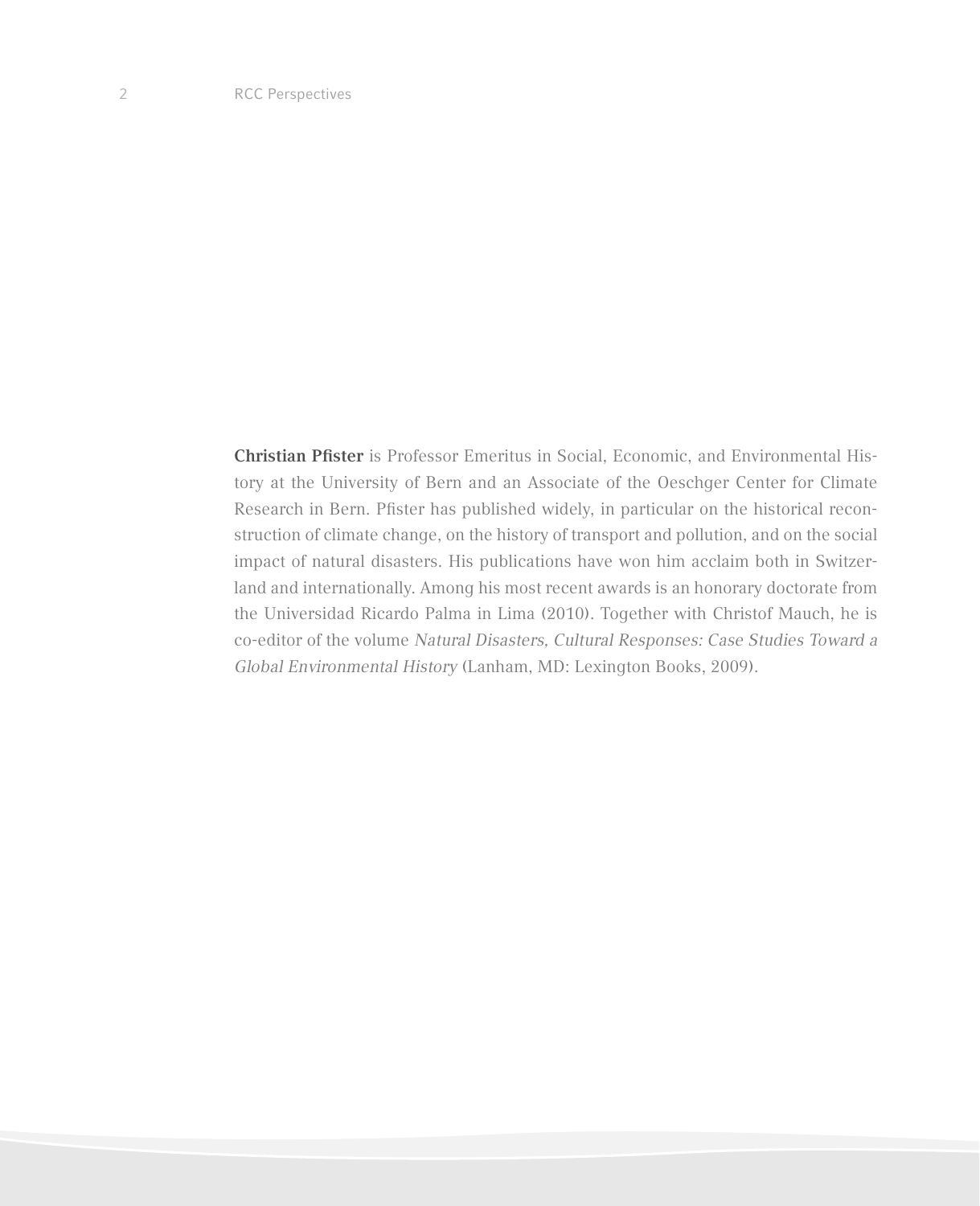**Christian Pfister** is Professor Emeritus in Social, Economic, and Environmental History at the University of Bern and an Associate of the Oeschger Center for Climate Research in Bern. Pfister has published widely, in particular on the historical reconstruction of climate change, on the history of transport and pollution, and on the social impact of natural disasters. His publications have won him acclaim both in Switzerland and internationally. Among his most recent awards is an honorary doctorate from the Universidad Ricardo Palma in Lima (2010). Together with Christof Mauch, he is co-editor of the volume *Natural Disasters, Cultural Responses: Case Studies Toward a Global Environmental History* (Lanham, MD: Lexington Books, 2009).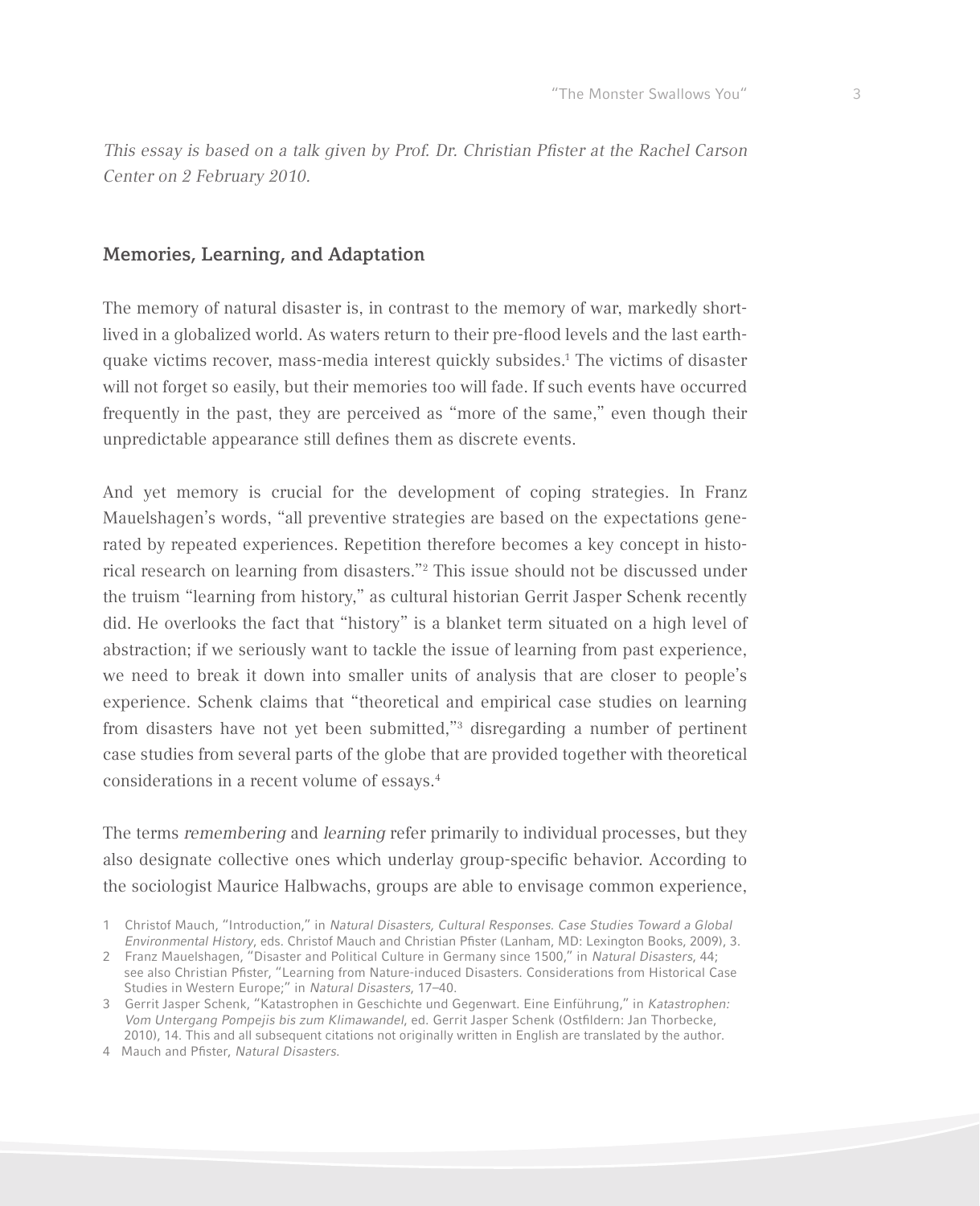*This essay is based on a talk given by Prof. Dr. Christian Pfister at the Rachel Carson Center on 2 February 2010.*

## Memories, Learning, and Adaptation

The memory of natural disaster is, in contrast to the memory of war, markedly short-lived in a globalized world. As waters return to their pre-flood levels and the last earthquake victims recover, mass-media interest quickly subsides.[1] The victims of disaster will not forget so easily, but their memories too will fade. If such events have occurred frequently in the past, they are perceived as "more of the same," even though their unpredictable appearance still defines them as discrete events.

And yet memory is crucial for the development of coping strategies. In Franz Mauelshagen's words, "all preventive strategies are based on the expectations generated by repeated experiences. Repetition therefore becomes a key concept in historical research on learning from disasters."[2] This issue should not be discussed under the truism "learning from history," as cultural historian Gerrit Jasper Schenk recently did. He overlooks the fact that "history" is a blanket term situated on a high level of abstraction; if we seriously want to tackle the issue of learning from past experience, we need to break it down into smaller units of analysis that are closer to people's experience. Schenk claims that "theoretical and empirical case studies on learning from disasters have not yet been submitted,"[3] disregarding a number of pertinent case studies from several parts of the globe that are provided together with theoretical considerations in a recent volume of essays.[4]

The terms *remembering* and *learning* refer primarily to individual processes, but they also designate collective ones which underlay group-specific behavior. According to the sociologist Maurice Halbwachs, groups are able to envisage common experience,

1 Christof Mauch, "Introduction," in *Natural Disasters, Cultural Responses. Case Studies Toward a Global Environmental History*, eds. Christof Mauch and Christian Pfister (Lanham, MD: Lexington Books, 2009), 3.

2 Franz Mauelshagen, "Disaster and Political Culture in Germany since 1500," in *Natural Disasters*, 44; see also Christian Pfister, "Learning from Nature-induced Disasters. Considerations from Historical Case Studies in Western Europe;" in *Natural Disasters*, 17–40.

3 Gerrit Jasper Schenk, "Katastrophen in Geschichte und Gegenwart. Eine Einführung," in *Katastrophen: Vom Untergang Pompejis bis zum Klimawandel*, ed. Gerrit Jasper Schenk (Ostfildern: Jan Thorbecke, 2010), 14. This and all subsequent citations not originally written in English are translated by the author.

4 Mauch and Pfister, *Natural Disasters*.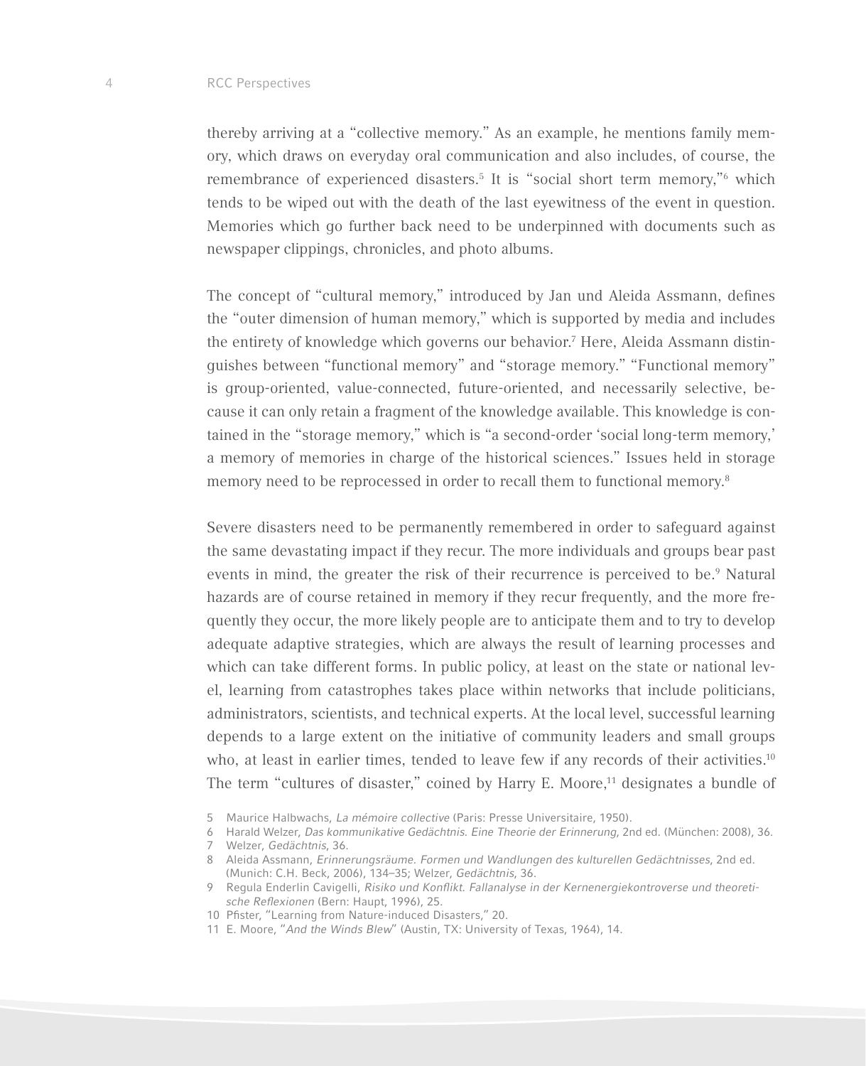thereby arriving at a "collective memory." As an example, he mentions family memory, which draws on everyday oral communication and also includes, of course, the remembrance of experienced disasters.[5] It is "social short term memory,"[6] which tends to be wiped out with the death of the last eyewitness of the event in question. Memories which go further back need to be underpinned with documents such as newspaper clippings, chronicles, and photo albums.

The concept of "cultural memory," introduced by Jan und Aleida Assmann, defines the "outer dimension of human memory," which is supported by media and includes the entirety of knowledge which governs our behavior.[7] Here, Aleida Assmann distinguishes between "functional memory" and "storage memory." "Functional memory" is group-oriented, value-connected, future-oriented, and necessarily selective, because it can only retain a fragment of the knowledge available. This knowledge is contained in the "storage memory," which is "a second-order 'social long-term memory,' a memory of memories in charge of the historical sciences." Issues held in storage memory need to be reprocessed in order to recall them to functional memory.[8]

Severe disasters need to be permanently remembered in order to safeguard against the same devastating impact if they recur. The more individuals and groups bear past events in mind, the greater the risk of their recurrence is perceived to be.[9] Natural hazards are of course retained in memory if they recur frequently, and the more frequently they occur, the more likely people are to anticipate them and to try to develop adequate adaptive strategies, which are always the result of learning processes and which can take different forms. In public policy, at least on the state or national level, learning from catastrophes takes place within networks that include politicians, administrators, scientists, and technical experts. At the local level, successful learning depends to a large extent on the initiative of community leaders and small groups who, at least in earlier times, tended to leave few if any records of their activities.[10] The term "cultures of disaster," coined by Harry E. Moore,[11] designates a bundle of

5 Maurice Halbwachs, *La mémoire collective* (Paris: Presse Universitaire, 1950).

6 Harald Welzer, *Das kommunikative Gedächtnis. Eine Theorie der Erinnerung*, 2nd ed. (München: 2008), 36.

7 Welzer, *Gedächtnis*, 36.

8 Aleida Assmann, *Erinnerungsräume. Formen und Wandlungen des kulturellen Gedächtnisses*, 2nd ed. (Munich: C.H. Beck, 2006), 134–35; Welzer, *Gedächtnis*, 36.

9 Regula Enderlin Cavigelli, *Risiko und Konflikt. Fallanalyse in der Kernenergiekontroverse und theoretische Reflexionen* (Bern: Haupt, 1996), 25.

10 Pfister, "Learning from Nature-induced Disasters," 20.

11 E. Moore, "*And the Winds Blew*" (Austin, TX: University of Texas, 1964), 14.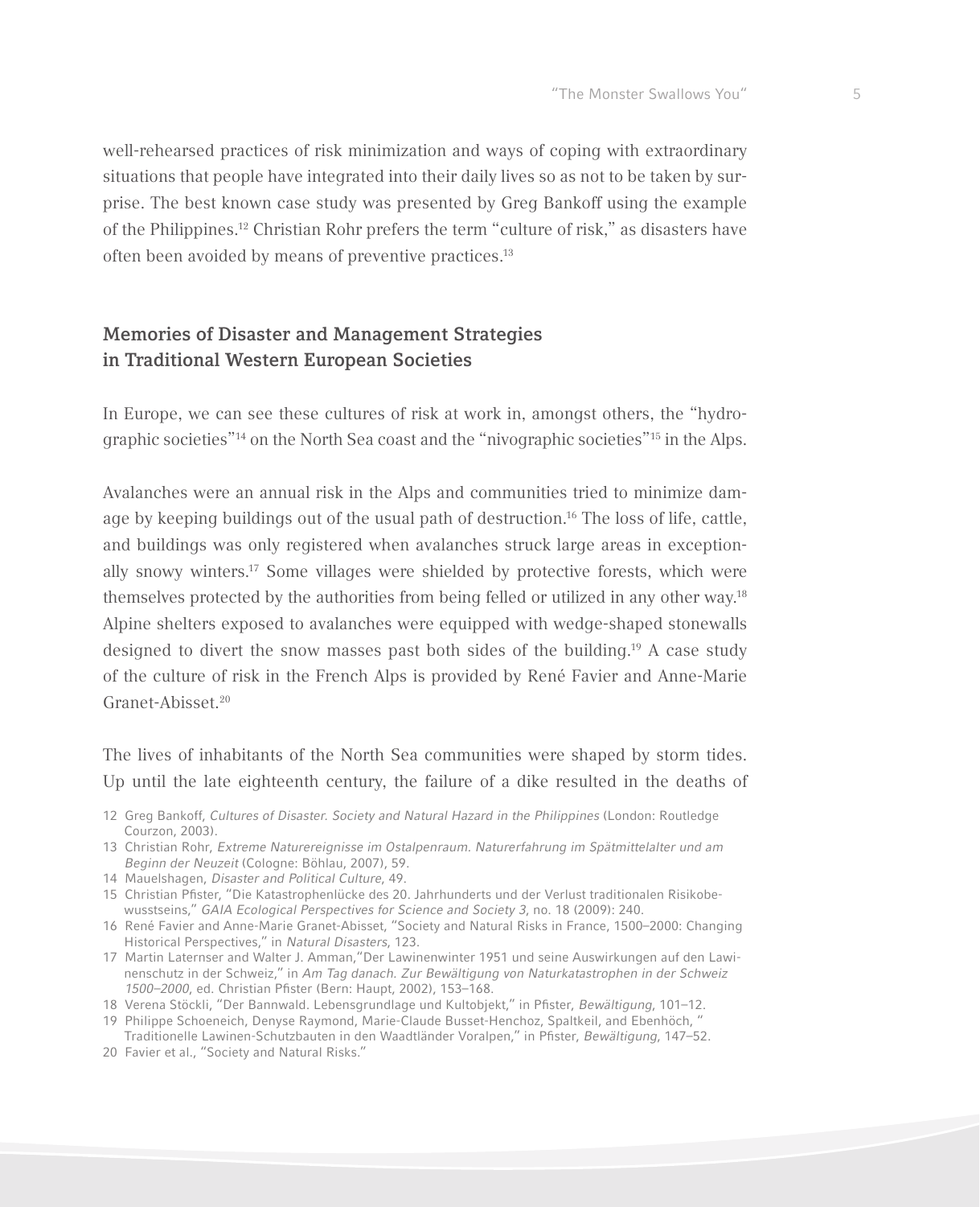well-rehearsed practices of risk minimization and ways of coping with extraordinary situations that people have integrated into their daily lives so as not to be taken by surprise. The best known case study was presented by Greg Bankoff using the example of the Philippines.[12] Christian Rohr prefers the term "culture of risk," as disasters have often been avoided by means of preventive practices.[13]

## Memories of Disaster and Management Strategies in Traditional Western European Societies

In Europe, we can see these cultures of risk at work in, amongst others, the "hydrographic societies"[14] on the North Sea coast and the "nivographic societies"[15] in the Alps.

Avalanches were an annual risk in the Alps and communities tried to minimize damage by keeping buildings out of the usual path of destruction.[16] The loss of life, cattle, and buildings was only registered when avalanches struck large areas in exceptionally snowy winters.[17] Some villages were shielded by protective forests, which were themselves protected by the authorities from being felled or utilized in any other way.[18] Alpine shelters exposed to avalanches were equipped with wedge-shaped stonewalls designed to divert the snow masses past both sides of the building.[19] A case study of the culture of risk in the French Alps is provided by René Favier and Anne-Marie Granet-Abisset.[20]

The lives of inhabitants of the North Sea communities were shaped by storm tides. Up until the late eighteenth century, the failure of a dike resulted in the deaths of

12 Greg Bankoff, *Cultures of Disaster. Society and Natural Hazard in the Philippines* (London: Routledge Courzon, 2003).

13 Christian Rohr, *Extreme Naturereignisse im Ostalpenraum. Naturerfahrung im Spätmittelalter und am Beginn der Neuzeit* (Cologne: Böhlau, 2007), 59.

14 Mauelshagen, *Disaster and Political Culture*, 49.

15 Christian Pfister, "Die Katastrophenlücke des 20. Jahrhunderts und der Verlust traditionalen Risikobewusstseins," *GAIA Ecological Perspectives for Science and Society 3*, no. 18 (2009): 240.

16 René Favier and Anne-Marie Granet-Abisset, "Society and Natural Risks in France, 1500–2000: Changing Historical Perspectives," in *Natural Disasters*, 123.

17 Martin Laternser and Walter J. Amman,"Der Lawinenwinter 1951 und seine Auswirkungen auf den Lawinenschutz in der Schweiz," in *Am Tag danach. Zur Bewältigung von Naturkatastrophen in der Schweiz 1500–2000*, ed. Christian Pfister (Bern: Haupt, 2002), 153–168.

18 Verena Stöckli, "Der Bannwald. Lebensgrundlage und Kultobjekt," in Pfister, *Bewältigung*, 101–12.

19 Philippe Schoeneich, Denyse Raymond, Marie-Claude Busset-Henchoz, Spaltkeil, and Ebenhöch, " Traditionelle Lawinen-Schutzbauten in den Waadtländer Voralpen," in Pfister, *Bewältigung*, 147–52.

20 Favier et al., "Society and Natural Risks."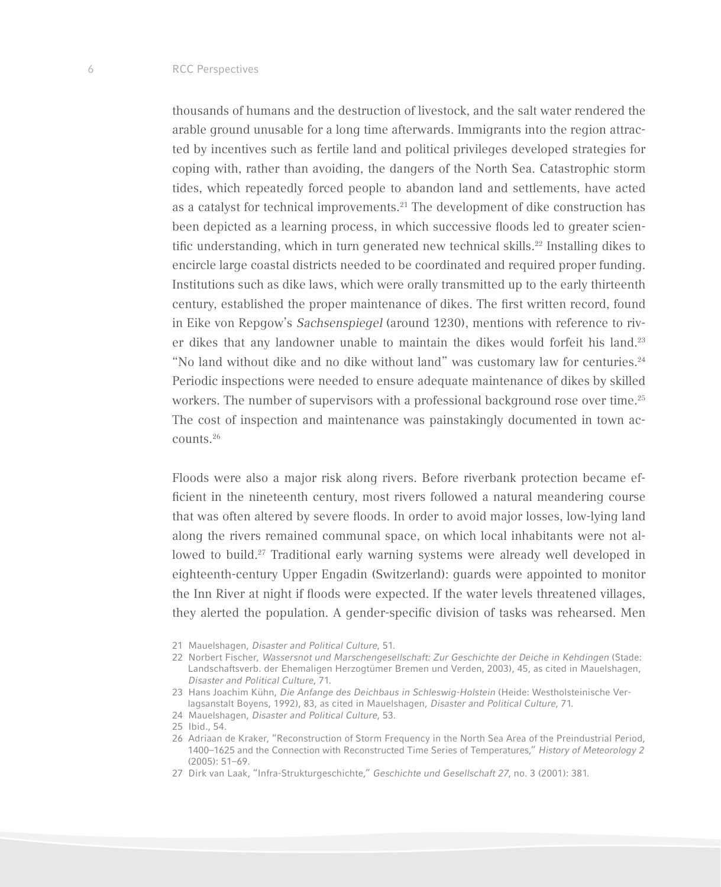thousands of humans and the destruction of livestock, and the salt water rendered the arable ground unusable for a long time afterwards. Immigrants into the region attracted by incentives such as fertile land and political privileges developed strategies for coping with, rather than avoiding, the dangers of the North Sea. Catastrophic storm tides, which repeatedly forced people to abandon land and settlements, have acted as a catalyst for technical improvements.[21] The development of dike construction has been depicted as a learning process, in which successive floods led to greater scientific understanding, which in turn generated new technical skills.[22] Installing dikes to encircle large coastal districts needed to be coordinated and required proper funding. Institutions such as dike laws, which were orally transmitted up to the early thirteenth century, established the proper maintenance of dikes. The first written record, found in Eike von Repgow's *Sachsenspiegel* (around 1230), mentions with reference to river dikes that any landowner unable to maintain the dikes would forfeit his land.[23] "No land without dike and no dike without land" was customary law for centuries.[24] Periodic inspections were needed to ensure adequate maintenance of dikes by skilled workers. The number of supervisors with a professional background rose over time.[25] The cost of inspection and maintenance was painstakingly documented in town accounts.[26]

Floods were also a major risk along rivers. Before riverbank protection became efficient in the nineteenth century, most rivers followed a natural meandering course that was often altered by severe floods. In order to avoid major losses, low-lying land along the rivers remained communal space, on which local inhabitants were not allowed to build.[27] Traditional early warning systems were already well developed in eighteenth-century Upper Engadin (Switzerland): guards were appointed to monitor the Inn River at night if floods were expected. If the water levels threatened villages, they alerted the population. A gender-specific division of tasks was rehearsed. Men

21 Mauelshagen, *Disaster and Political Culture*, 51.

22 Norbert Fischer, *Wassersnot und Marschengesellschaft: Zur Geschichte der Deiche in Kehdingen* (Stade: Landschaftsverb. der Ehemaligen Herzogtümer Bremen und Verden, 2003), 45, as cited in Mauelshagen, *Disaster and Political Culture*, 71.

23 Hans Joachim Kühn, *Die Anfange des Deichbaus in Schleswig-Holstein* (Heide: Westholsteinische Verlagsanstalt Boyens, 1992), 83, as cited in Mauelshagen, *Disaster and Political Culture*, 71.

24 Mauelshagen, *Disaster and Political Culture*, 53.

25 Ibid., 54.

26 Adriaan de Kraker, "Reconstruction of Storm Frequency in the North Sea Area of the Preindustrial Period, 1400–1625 and the Connection with Reconstructed Time Series of Temperatures," *History of Meteorology 2* (2005): 51–69.

27 Dirk van Laak, "Infra-Strukturgeschichte," *Geschichte und Gesellschaft 27*, no. 3 (2001): 381.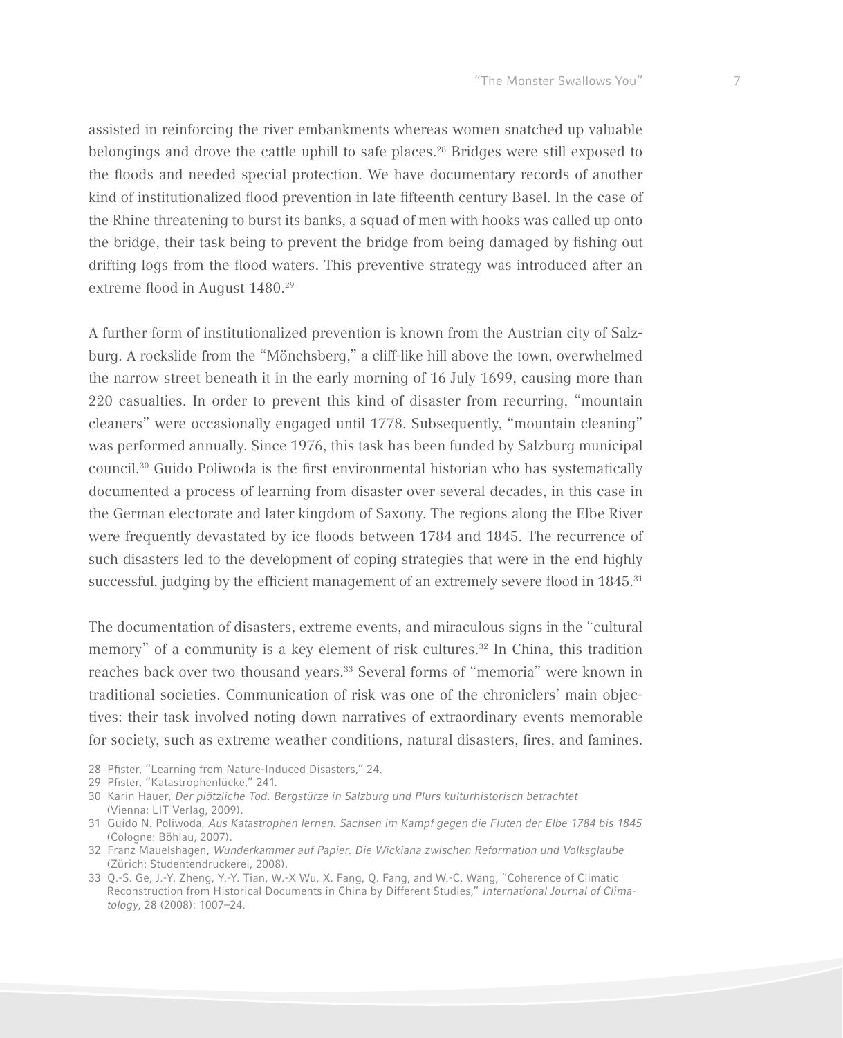assisted in reinforcing the river embankments whereas women snatched up valuable belongings and drove the cattle uphill to safe places.[28] Bridges were still exposed to the floods and needed special protection. We have documentary records of another kind of institutionalized flood prevention in late fifteenth century Basel. In the case of the Rhine threatening to burst its banks, a squad of men with hooks was called up onto the bridge, their task being to prevent the bridge from being damaged by fishing out drifting logs from the flood waters. This preventive strategy was introduced after an extreme flood in August 1480.[29]

A further form of institutionalized prevention is known from the Austrian city of Salzburg. A rockslide from the "Mönchsberg," a cliff-like hill above the town, overwhelmed the narrow street beneath it in the early morning of 16 July 1699, causing more than 220 casualties. In order to prevent this kind of disaster from recurring, "mountain cleaners" were occasionally engaged until 1778. Subsequently, "mountain cleaning" was performed annually. Since 1976, this task has been funded by Salzburg municipal council.[30] Guido Poliwoda is the first environmental historian who has systematically documented a process of learning from disaster over several decades, in this case in the German electorate and later kingdom of Saxony. The regions along the Elbe River were frequently devastated by ice floods between 1784 and 1845. The recurrence of such disasters led to the development of coping strategies that were in the end highly successful, judging by the efficient management of an extremely severe flood in 1845.[31]

The documentation of disasters, extreme events, and miraculous signs in the "cultural memory" of a community is a key element of risk cultures.[32] In China, this tradition reaches back over two thousand years.[33] Several forms of "memoria" were known in traditional societies. Communication of risk was one of the chroniclers' main objectives: their task involved noting down narratives of extraordinary events memorable for society, such as extreme weather conditions, natural disasters, fires, and famines.

28 Pfister, "Learning from Nature-Induced Disasters," 24.

29 Pfister, "Katastrophenlücke," 241.

30 Karin Hauer, *Der plötzliche Tod. Bergstürze in Salzburg und Plurs kulturhistorisch betrachtet* (Vienna: LIT Verlag, 2009).

31 Guido N. Poliwoda, *Aus Katastrophen lernen. Sachsen im Kampf gegen die Fluten der Elbe 1784 bis 1845* (Cologne: Böhlau, 2007).

32 Franz Mauelshagen, *Wunderkammer auf Papier. Die Wickiana zwischen Reformation und Volksglaube* (Zürich: Studentendruckerei, 2008).

33 Q.-S. Ge, J.-Y. Zheng, Y.-Y. Tian, W.-X Wu, X. Fang, Q. Fang, and W.-C. Wang, "Coherence of Climatic Reconstruction from Historical Documents in China by Different Studies," *International Journal of Climatology*, 28 (2008): 1007–24.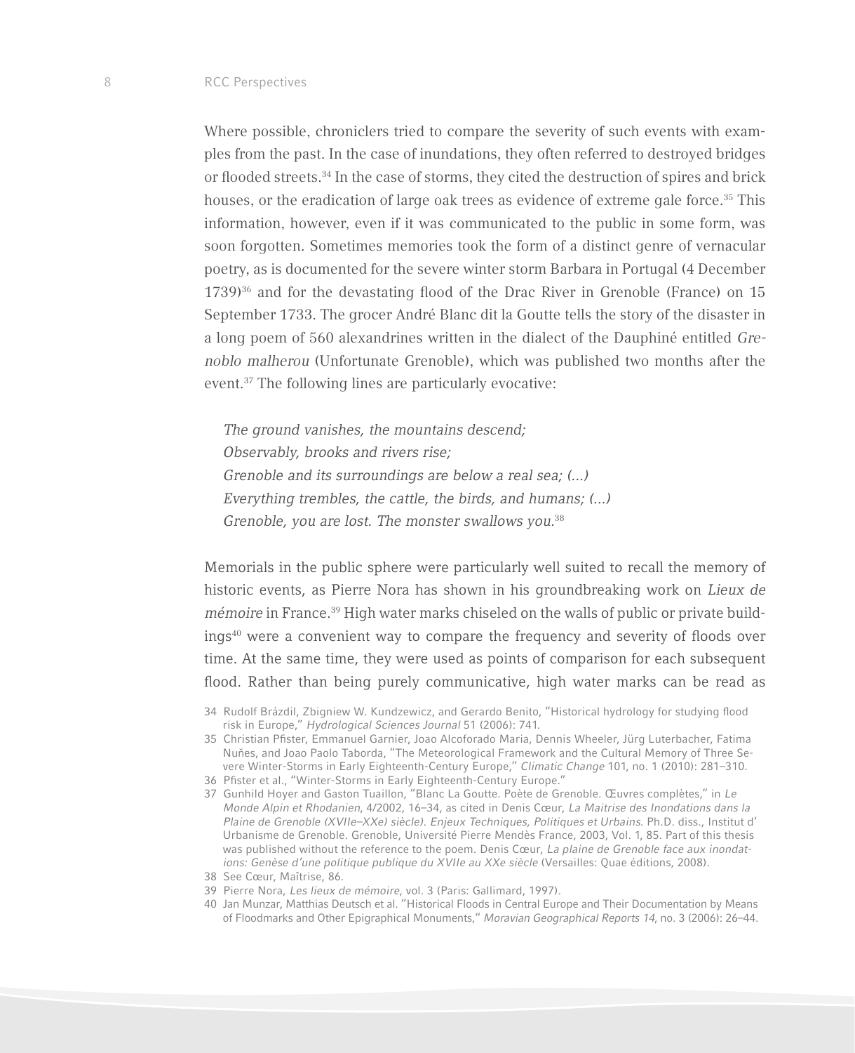Where possible, chroniclers tried to compare the severity of such events with examples from the past. In the case of inundations, they often referred to destroyed bridges or flooded streets.[34] In the case of storms, they cited the destruction of spires and brick houses, or the eradication of large oak trees as evidence of extreme gale force.[35] This information, however, even if it was communicated to the public in some form, was soon forgotten. Sometimes memories took the form of a distinct genre of vernacular poetry, as is documented for the severe winter storm Barbara in Portugal (4 December 1739)[36] and for the devastating flood of the Drac River in Grenoble (France) on 15 September 1733. The grocer André Blanc dit la Goutte tells the story of the disaster in a long poem of 560 alexandrines written in the dialect of the Dauphiné entitled *Grenoblo malherou* (Unfortunate Grenoble), which was published two months after the event.[37] The following lines are particularly evocative:

> *The ground vanishes, the mountains descend;*
> *Observably, brooks and rivers rise;*
> *Grenoble and its surroundings are below a real sea; (…)*
> *Everything trembles, the cattle, the birds, and humans; (…)*
> *Grenoble, you are lost. The monster swallows you.*[38]

Memorials in the public sphere were particularly well suited to recall the memory of historic events, as Pierre Nora has shown in his groundbreaking work on *Lieux de mémoire* in France.[39] High water marks chiseled on the walls of public or private buildings[40] were a convenient way to compare the frequency and severity of floods over time. At the same time, they were used as points of comparison for each subsequent flood. Rather than being purely communicative, high water marks can be read as

34 Rudolf Brázdil, Zbigniew W. Kundzewicz, and Gerardo Benito, "Historical hydrology for studying flood risk in Europe," *Hydrological Sciences Journal* 51 (2006): 741.

35 Christian Pfister, Emmanuel Garnier, Joao Alcoforado Maria, Dennis Wheeler, Jürg Luterbacher, Fatima Nuñes, and Joao Paolo Taborda, "The Meteorological Framework and the Cultural Memory of Three Severe Winter-Storms in Early Eighteenth-Century Europe," *Climatic Change* 101, no. 1 (2010): 281–310.

36 Pfister et al., "Winter-Storms in Early Eighteenth-Century Europe."

37 Gunhild Hoyer and Gaston Tuaillon, "Blanc La Goutte. Poète de Grenoble. Œuvres complètes," in *Le Monde Alpin et Rhodanien*, 4/2002, 16–34, as cited in Denis Cœur, *La Maitrise des Inondations dans la Plaine de Grenoble (XVIIe–XXe) siècle). Enjeux Techniques, Politiques et Urbains*. Ph.D. diss., Institut d'Urbanisme de Grenoble. Grenoble, Université Pierre Mendès France, 2003, Vol. 1, 85. Part of this thesis was published without the reference to the poem. Denis Cœur, *La plaine de Grenoble face aux inondations: Genèse d'une politique publique du XVIIe au XXe siècle* (Versailles: Quae éditions, 2008).

38 See Cœur, Maîtrise, 86.

39 Pierre Nora, *Les lieux de mémoire*, vol. 3 (Paris: Gallimard, 1997).

40 Jan Munzar, Matthias Deutsch et al. "Historical Floods in Central Europe and Their Documentation by Means of Floodmarks and Other Epigraphical Monuments," *Moravian Geographical Reports 14*, no. 3 (2006): 26–44.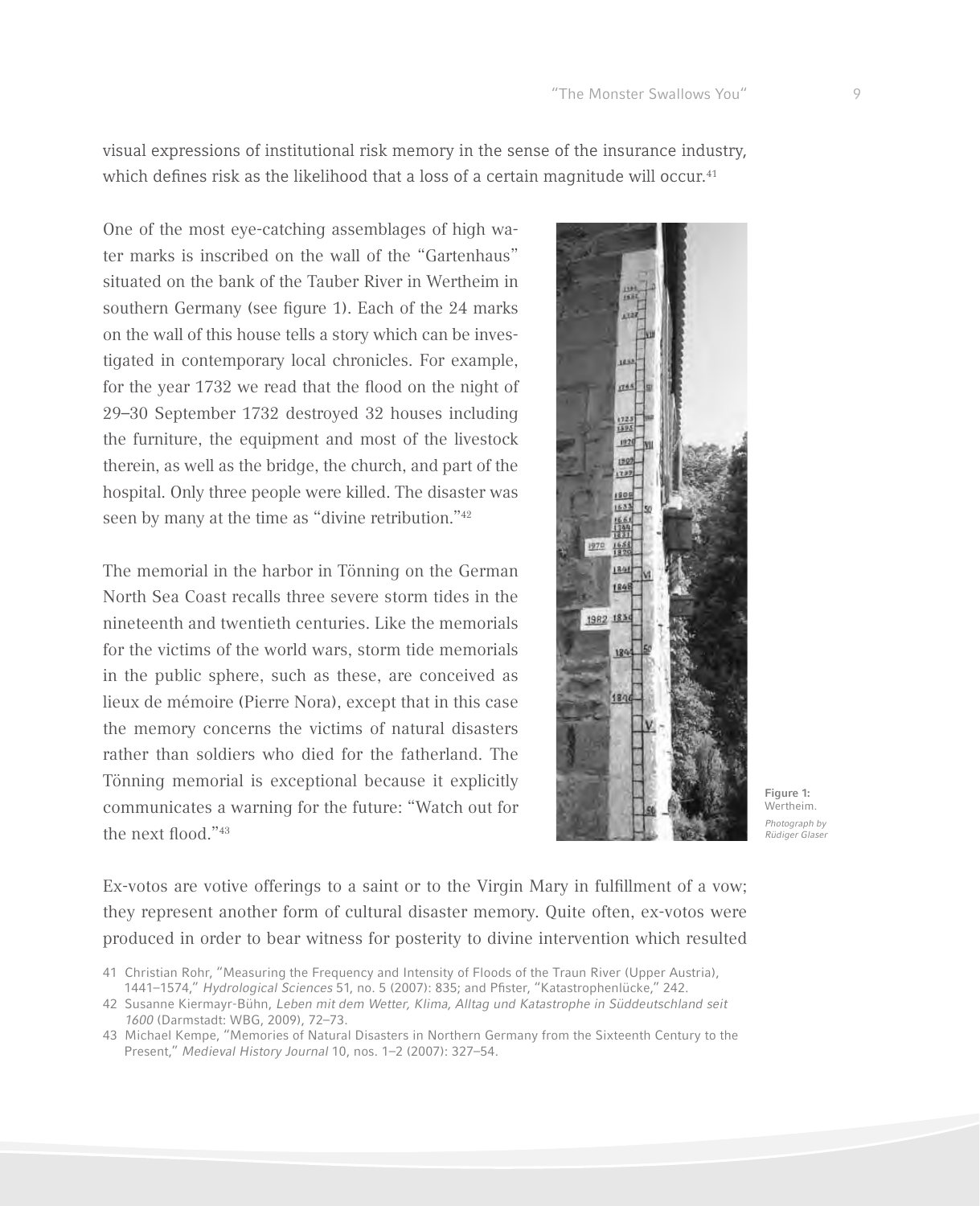visual expressions of institutional risk memory in the sense of the insurance industry, which defines risk as the likelihood that a loss of a certain magnitude will occur.[41]

One of the most eye-catching assemblages of high water marks is inscribed on the wall of the "Gartenhaus" situated on the bank of the Tauber River in Wertheim in southern Germany (see figure 1). Each of the 24 marks on the wall of this house tells a story which can be investigated in contemporary local chronicles. For example, for the year 1732 we read that the flood on the night of 29–30 September 1732 destroyed 32 houses including the furniture, the equipment and most of the livestock therein, as well as the bridge, the church, and part of the hospital. Only three people were killed. The disaster was seen by many at the time as "divine retribution."[42]

The memorial in the harbor in Tönning on the German North Sea Coast recalls three severe storm tides in the nineteenth and twentieth centuries. Like the memorials for the victims of the world wars, storm tide memorials in the public sphere, such as these, are conceived as lieux de mémoire (Pierre Nora), except that in this case the memory concerns the victims of natural disasters rather than soldiers who died for the fatherland. The Tönning memorial is exceptional because it explicitly communicates a warning for the future: "Watch out for the next flood."[43]

**Figure 1:** Wertheim.
*Photograph by Rüdiger Glaser*

Ex-votos are votive offerings to a saint or to the Virgin Mary in fulfillment of a vow; they represent another form of cultural disaster memory. Quite often, ex-votos were produced in order to bear witness for posterity to divine intervention which resulted

41 Christian Rohr, "Measuring the Frequency and Intensity of Floods of the Traun River (Upper Austria), 1441–1574," *Hydrological Sciences* 51, no. 5 (2007): 835; and Pfister, "Katastrophenlücke," 242.

42 Susanne Kiermayr-Bühn, *Leben mit dem Wetter, Klima, Alltag und Katastrophe in Süddeutschland seit 1600* (Darmstadt: WBG, 2009), 72–73.

43 Michael Kempe, "Memories of Natural Disasters in Northern Germany from the Sixteenth Century to the Present," *Medieval History Journal* 10, nos. 1–2 (2007): 327–54.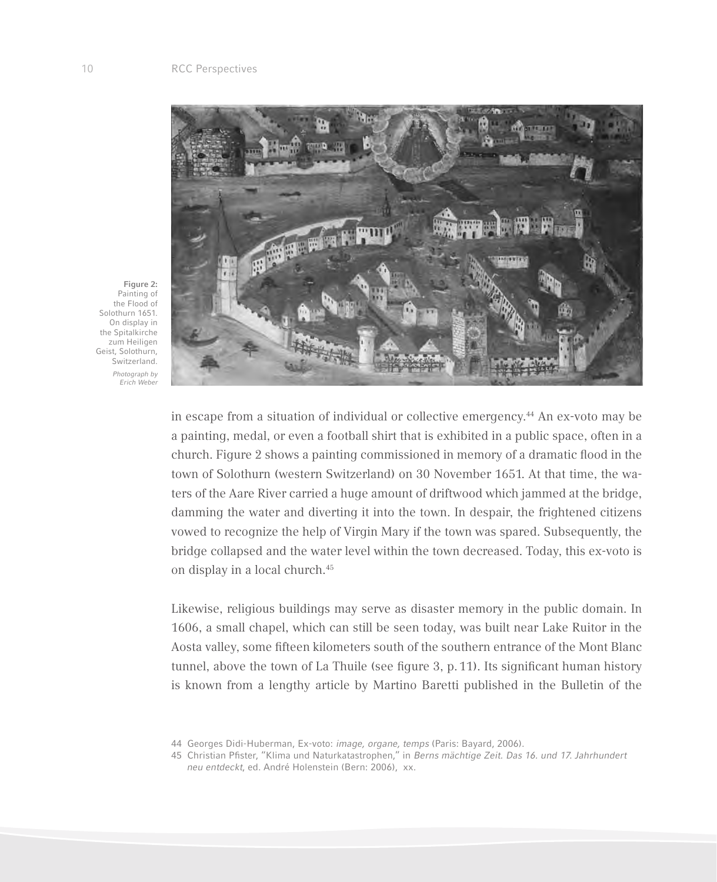**Figure 2:** Painting of the Flood of Solothurn 1651. On display in the Spitalkirche zum Heiligen Geist, Solothurn, Switzerland.

*Photograph by Erich Weber*

in escape from a situation of individual or collective emergency.[44] An ex-voto may be a painting, medal, or even a football shirt that is exhibited in a public space, often in a church. Figure 2 shows a painting commissioned in memory of a dramatic flood in the town of Solothurn (western Switzerland) on 30 November 1651. At that time, the waters of the Aare River carried a huge amount of driftwood which jammed at the bridge, damming the water and diverting it into the town. In despair, the frightened citizens vowed to recognize the help of Virgin Mary if the town was spared. Subsequently, the bridge collapsed and the water level within the town decreased. Today, this ex-voto is on display in a local church.[45]

Likewise, religious buildings may serve as disaster memory in the public domain. In 1606, a small chapel, which can still be seen today, was built near Lake Ruitor in the Aosta valley, some fifteen kilometers south of the southern entrance of the Mont Blanc tunnel, above the town of La Thuile (see figure 3, p. 11). Its significant human history is known from a lengthy article by Martino Baretti published in the Bulletin of the

44 Georges Didi-Huberman, Ex-voto: *image, organe, temps* (Paris: Bayard, 2006).

45 Christian Pfister, "Klima und Naturkatastrophen," in *Berns mächtige Zeit. Das 16. und 17. Jahrhundert neu entdeckt*, ed. André Holenstein (Bern: 2006), xx.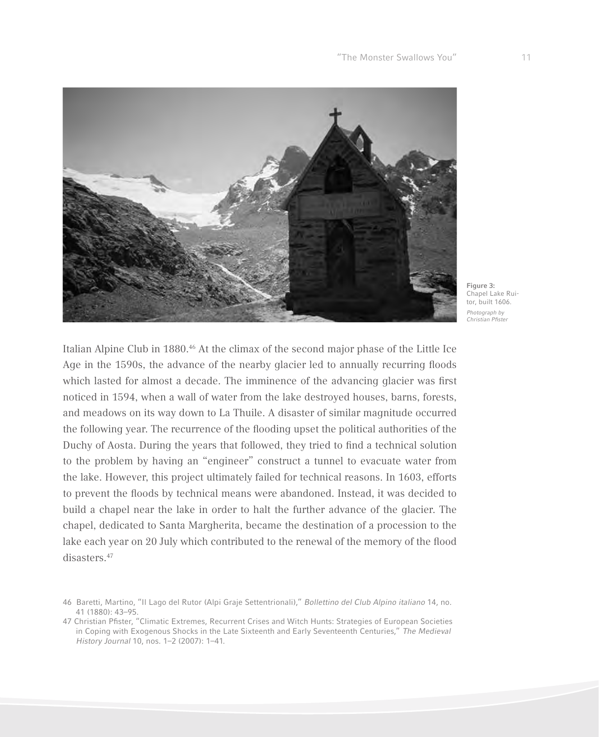Figure 3: Chapel Lake Ruitor, built 1606. *Photograph by Christian Pfister*

Italian Alpine Club in 1880.[46] At the climax of the second major phase of the Little Ice Age in the 1590s, the advance of the nearby glacier led to annually recurring floods which lasted for almost a decade. The imminence of the advancing glacier was first noticed in 1594, when a wall of water from the lake destroyed houses, barns, forests, and meadows on its way down to La Thuile. A disaster of similar magnitude occurred the following year. The recurrence of the flooding upset the political authorities of the Duchy of Aosta. During the years that followed, they tried to find a technical solution to the problem by having an "engineer" construct a tunnel to evacuate water from the lake. However, this project ultimately failed for technical reasons. In 1603, efforts to prevent the floods by technical means were abandoned. Instead, it was decided to build a chapel near the lake in order to halt the further advance of the glacier. The chapel, dedicated to Santa Margherita, became the destination of a procession to the lake each year on 20 July which contributed to the renewal of the memory of the flood disasters.[47]

46 Baretti, Martino, "Il Lago del Rutor (Alpi Graje Settentrionali)," *Bollettino del Club Alpino italiano* 14, no. 41 (1880): 43–95.

47 Christian Pfister, "Climatic Extremes, Recurrent Crises and Witch Hunts: Strategies of European Societies in Coping with Exogenous Shocks in the Late Sixteenth and Early Seventeenth Centuries," *The Medieval History Journal* 10, nos. 1–2 (2007): 1–41.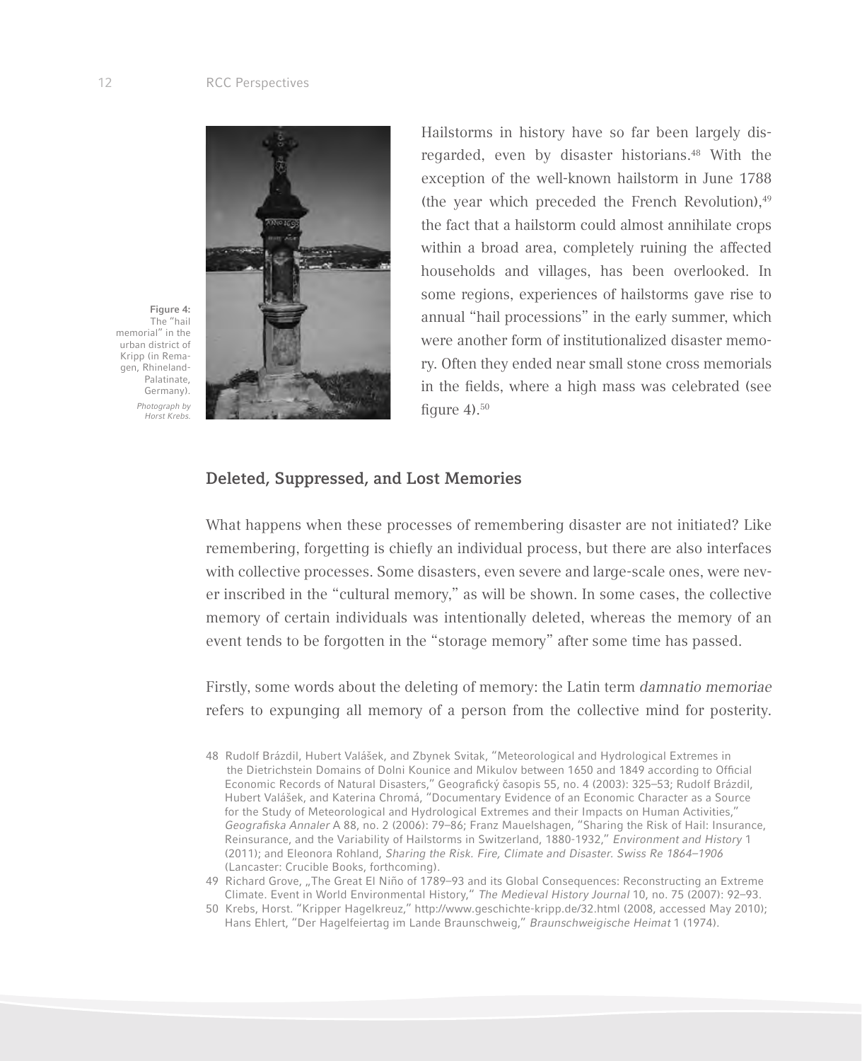Figure 4: The "hail memorial" in the urban district of Kripp (in Remagen, Rhineland-Palatinate, Germany). *Photograph by Horst Krebs.*

Hailstorms in history have so far been largely disregarded, even by disaster historians.[48] With the exception of the well-known hailstorm in June 1788 (the year which preceded the French Revolution),[49] the fact that a hailstorm could almost annihilate crops within a broad area, completely ruining the affected households and villages, has been overlooked. In some regions, experiences of hailstorms gave rise to annual "hail processions" in the early summer, which were another form of institutionalized disaster memory. Often they ended near small stone cross memorials in the fields, where a high mass was celebrated (see figure 4).[50]

## Deleted, Suppressed, and Lost Memories

What happens when these processes of remembering disaster are not initiated? Like remembering, forgetting is chiefly an individual process, but there are also interfaces with collective processes. Some disasters, even severe and large-scale ones, were never inscribed in the "cultural memory," as will be shown. In some cases, the collective memory of certain individuals was intentionally deleted, whereas the memory of an event tends to be forgotten in the "storage memory" after some time has passed.

Firstly, some words about the deleting of memory: the Latin term *damnatio memoriae* refers to expunging all memory of a person from the collective mind for posterity.

48 Rudolf Brázdil, Hubert Valášek, and Zbynek Svitak, "Meteorological and Hydrological Extremes in the Dietrichstein Domains of Dolni Kounice and Mikulov between 1650 and 1849 according to Official Economic Records of Natural Disasters," Geografický časopis 55, no. 4 (2003): 325–53; Rudolf Brázdil, Hubert Valášek, and Katerina Chromá, "Documentary Evidence of an Economic Character as a Source for the Study of Meteorological and Hydrological Extremes and their Impacts on Human Activities," *Geografiska Annaler* A 88, no. 2 (2006): 79–86; Franz Mauelshagen, "Sharing the Risk of Hail: Insurance, Reinsurance, and the Variability of Hailstorms in Switzerland, 1880-1932," *Environment and History* 1 (2011); and Eleonora Rohland, *Sharing the Risk. Fire, Climate and Disaster. Swiss Re 1864–1906* (Lancaster: Crucible Books, forthcoming).

49 Richard Grove, „The Great El Niño of 1789–93 and its Global Consequences: Reconstructing an Extreme Climate. Event in World Environmental History," *The Medieval History Journal* 10, no. 75 (2007): 92–93.

50 Krebs, Horst. "Kripper Hagelkreuz," http://www.geschichte-kripp.de/32.html (2008, accessed May 2010); Hans Ehlert, "Der Hagelfeiertag im Lande Braunschweig," *Braunschweigische Heimat* 1 (1974).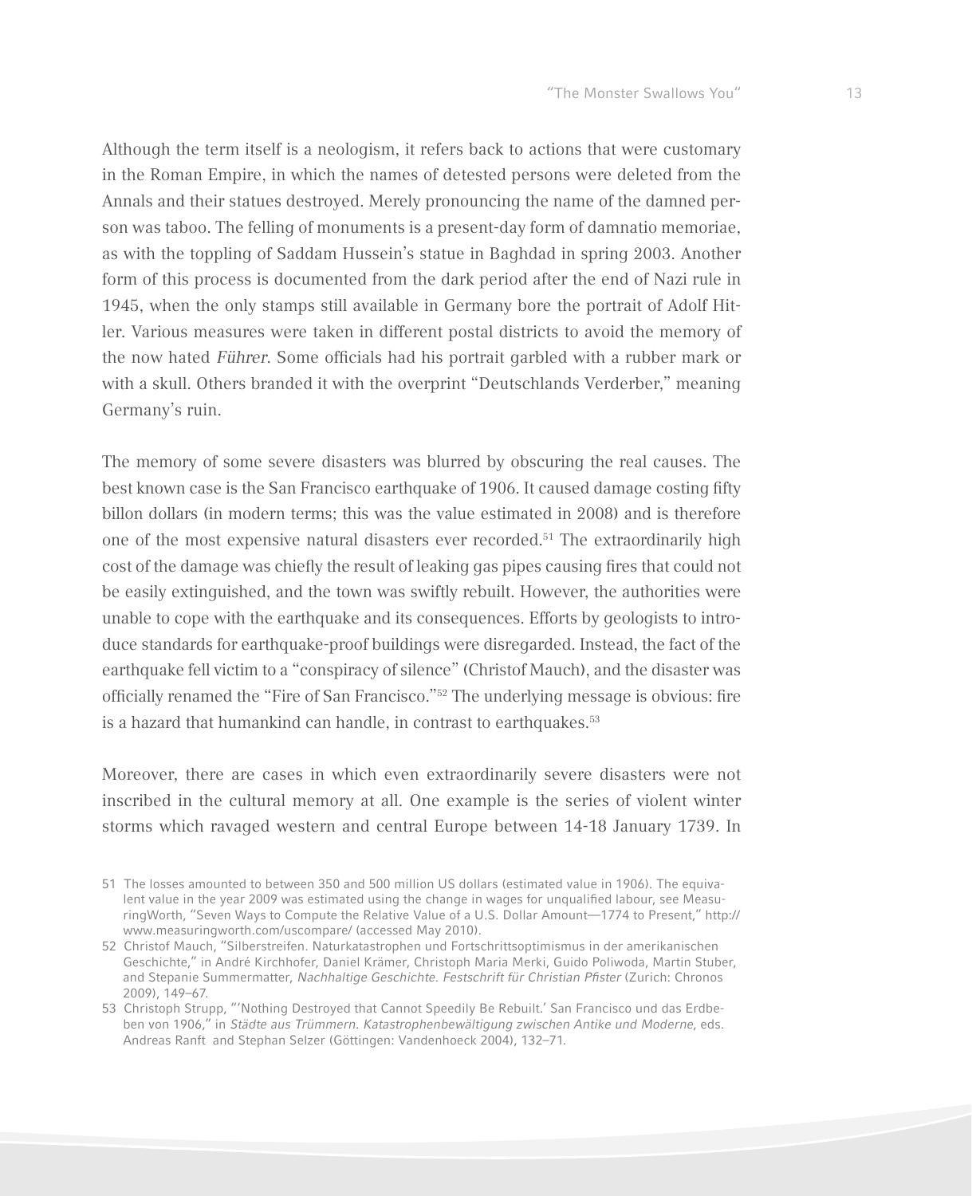Although the term itself is a neologism, it refers back to actions that were customary in the Roman Empire, in which the names of detested persons were deleted from the Annals and their statues destroyed. Merely pronouncing the name of the damned person was taboo. The felling of monuments is a present-day form of damnatio memoriae, as with the toppling of Saddam Hussein's statue in Baghdad in spring 2003. Another form of this process is documented from the dark period after the end of Nazi rule in 1945, when the only stamps still available in Germany bore the portrait of Adolf Hitler. Various measures were taken in different postal districts to avoid the memory of the now hated *Führer*. Some officials had his portrait garbled with a rubber mark or with a skull. Others branded it with the overprint "Deutschlands Verderber," meaning Germany's ruin.

The memory of some severe disasters was blurred by obscuring the real causes. The best known case is the San Francisco earthquake of 1906. It caused damage costing fifty billon dollars (in modern terms; this was the value estimated in 2008) and is therefore one of the most expensive natural disasters ever recorded.[51] The extraordinarily high cost of the damage was chiefly the result of leaking gas pipes causing fires that could not be easily extinguished, and the town was swiftly rebuilt. However, the authorities were unable to cope with the earthquake and its consequences. Efforts by geologists to introduce standards for earthquake-proof buildings were disregarded. Instead, the fact of the earthquake fell victim to a "conspiracy of silence" (Christof Mauch), and the disaster was officially renamed the "Fire of San Francisco."[52] The underlying message is obvious: fire is a hazard that humankind can handle, in contrast to earthquakes.[53]

Moreover, there are cases in which even extraordinarily severe disasters were not inscribed in the cultural memory at all. One example is the series of violent winter storms which ravaged western and central Europe between 14-18 January 1739. In

51 The losses amounted to between 350 and 500 million US dollars (estimated value in 1906). The equivalent value in the year 2009 was estimated using the change in wages for unqualified labour, see MeasuringWorth, "Seven Ways to Compute the Relative Value of a U.S. Dollar Amount—1774 to Present," http://www.measuringworth.com/uscompare/ (accessed May 2010).

52 Christof Mauch, "Silberstreifen. Naturkatastrophen und Fortschrittsoptimismus in der amerikanischen Geschichte," in André Kirchhofer, Daniel Krämer, Christoph Maria Merki, Guido Poliwoda, Martin Stuber, and Stepanie Summermatter, *Nachhaltige Geschichte. Festschrift für Christian Pfister* (Zurich: Chronos 2009), 149–67.

53 Christoph Strupp, "'Nothing Destroyed that Cannot Speedily Be Rebuilt.' San Francisco und das Erdbeben von 1906," in *Städte aus Trümmern. Katastrophenbewältigung zwischen Antike und Moderne*, eds. Andreas Ranft and Stephan Selzer (Göttingen: Vandenhoeck 2004), 132–71.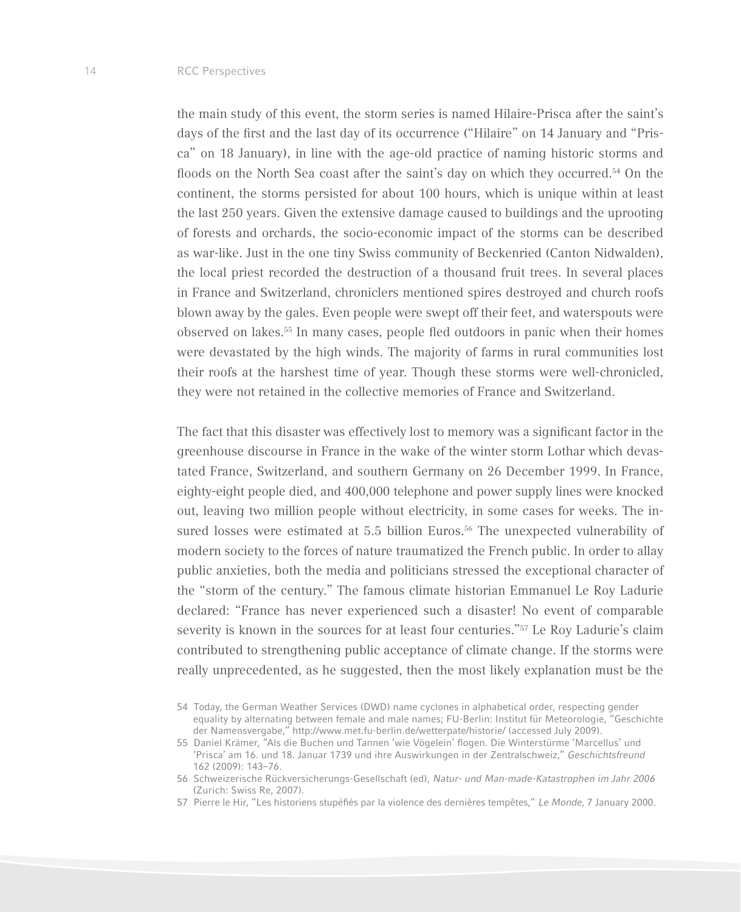the main study of this event, the storm series is named Hilaire-Prisca after the saint's days of the first and the last day of its occurrence ("Hilaire" on 14 January and "Prisca" on 18 January), in line with the age-old practice of naming historic storms and floods on the North Sea coast after the saint's day on which they occurred.[54] On the continent, the storms persisted for about 100 hours, which is unique within at least the last 250 years. Given the extensive damage caused to buildings and the uprooting of forests and orchards, the socio-economic impact of the storms can be described as war-like. Just in the one tiny Swiss community of Beckenried (Canton Nidwalden), the local priest recorded the destruction of a thousand fruit trees. In several places in France and Switzerland, chroniclers mentioned spires destroyed and church roofs blown away by the gales. Even people were swept off their feet, and waterspouts were observed on lakes.[55] In many cases, people fled outdoors in panic when their homes were devastated by the high winds. The majority of farms in rural communities lost their roofs at the harshest time of year. Though these storms were well-chronicled, they were not retained in the collective memories of France and Switzerland.

The fact that this disaster was effectively lost to memory was a significant factor in the greenhouse discourse in France in the wake of the winter storm Lothar which devastated France, Switzerland, and southern Germany on 26 December 1999. In France, eighty-eight people died, and 400,000 telephone and power supply lines were knocked out, leaving two million people without electricity, in some cases for weeks. The insured losses were estimated at 5.5 billion Euros.[56] The unexpected vulnerability of modern society to the forces of nature traumatized the French public. In order to allay public anxieties, both the media and politicians stressed the exceptional character of the "storm of the century." The famous climate historian Emmanuel Le Roy Ladurie declared: "France has never experienced such a disaster! No event of comparable severity is known in the sources for at least four centuries."[57] Le Roy Ladurie's claim contributed to strengthening public acceptance of climate change. If the storms were really unprecedented, as he suggested, then the most likely explanation must be the

54 Today, the German Weather Services (DWD) name cyclones in alphabetical order, respecting gender equality by alternating between female and male names; FU-Berlin: Institut für Meteorologie, "Geschichte der Namensvergabe," http://www.met.fu-berlin.de/wetterpate/historie/ (accessed July 2009).

55 Daniel Krämer, "Als die Buchen und Tannen 'wie Vögelein' flogen. Die Winterstürme 'Marcellus' und 'Prisca' am 16. und 18. Januar 1739 und ihre Auswirkungen in der Zentralschweiz," *Geschichtsfreund* 162 (2009): 143–76.

56 Schweizerische Rückversicherungs-Gesellschaft (ed), *Natur- und Man-made-Katastrophen im Jahr 2006* (Zurich: Swiss Re, 2007).

57 Pierre le Hir, "Les historiens stupéfiés par la violence des dernières tempêtes," *Le Monde*, 7 January 2000.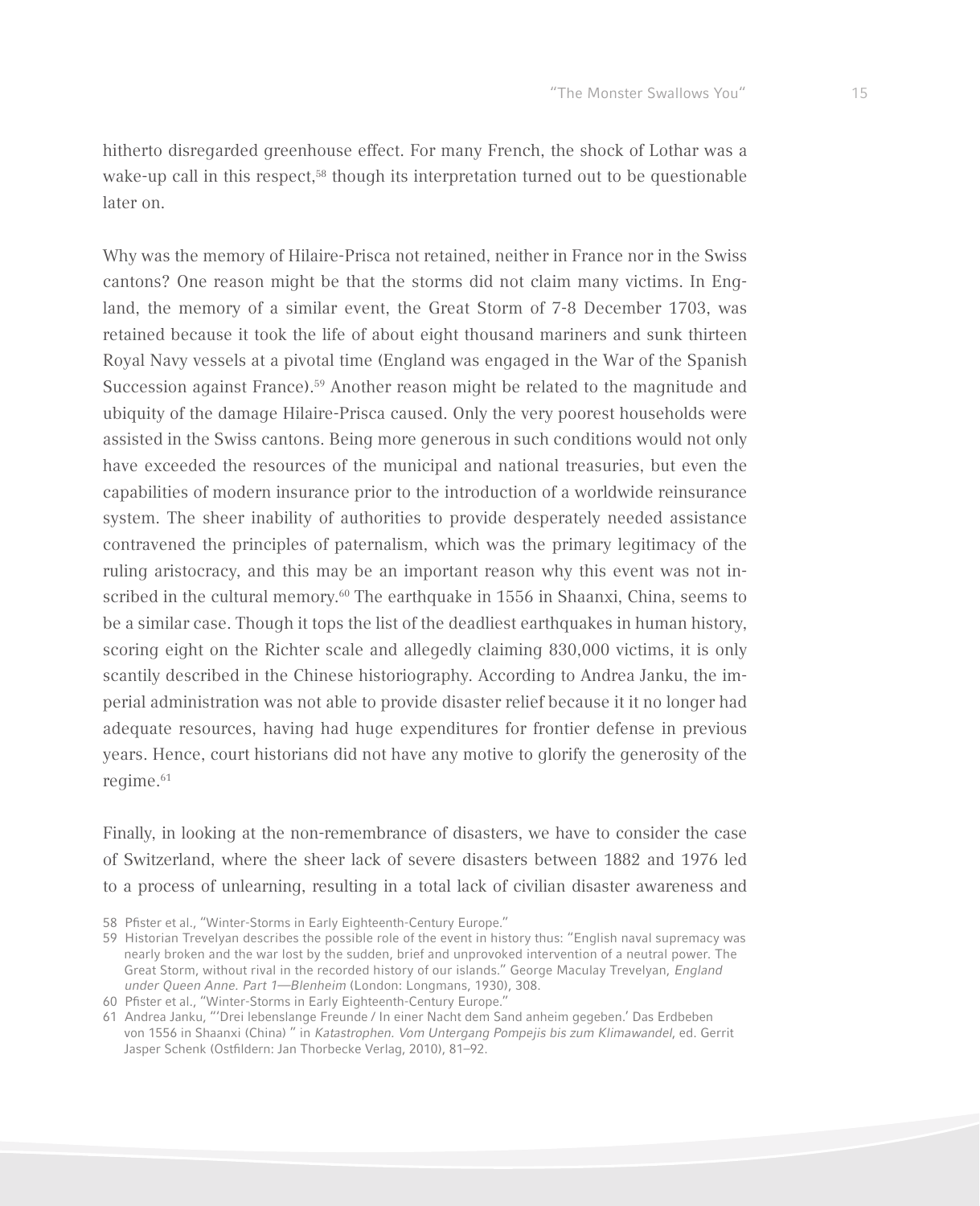hitherto disregarded greenhouse effect. For many French, the shock of Lothar was a wake-up call in this respect,[58] though its interpretation turned out to be questionable later on.

Why was the memory of Hilaire-Prisca not retained, neither in France nor in the Swiss cantons? One reason might be that the storms did not claim many victims. In England, the memory of a similar event, the Great Storm of 7-8 December 1703, was retained because it took the life of about eight thousand mariners and sunk thirteen Royal Navy vessels at a pivotal time (England was engaged in the War of the Spanish Succession against France).[59] Another reason might be related to the magnitude and ubiquity of the damage Hilaire-Prisca caused. Only the very poorest households were assisted in the Swiss cantons. Being more generous in such conditions would not only have exceeded the resources of the municipal and national treasuries, but even the capabilities of modern insurance prior to the introduction of a worldwide reinsurance system. The sheer inability of authorities to provide desperately needed assistance contravened the principles of paternalism, which was the primary legitimacy of the ruling aristocracy, and this may be an important reason why this event was not inscribed in the cultural memory.[60] The earthquake in 1556 in Shaanxi, China, seems to be a similar case. Though it tops the list of the deadliest earthquakes in human history, scoring eight on the Richter scale and allegedly claiming 830,000 victims, it is only scantily described in the Chinese historiography. According to Andrea Janku, the imperial administration was not able to provide disaster relief because it it no longer had adequate resources, having had huge expenditures for frontier defense in previous years. Hence, court historians did not have any motive to glorify the generosity of the regime.[61]

Finally, in looking at the non-remembrance of disasters, we have to consider the case of Switzerland, where the sheer lack of severe disasters between 1882 and 1976 led to a process of unlearning, resulting in a total lack of civilian disaster awareness and

58 Pfister et al., "Winter-Storms in Early Eighteenth-Century Europe."

59 Historian Trevelyan describes the possible role of the event in history thus: "English naval supremacy was nearly broken and the war lost by the sudden, brief and unprovoked intervention of a neutral power. The Great Storm, without rival in the recorded history of our islands." George Maculay Trevelyan, *England under Queen Anne. Part 1—Blenheim* (London: Longmans, 1930), 308.

60 Pfister et al., "Winter-Storms in Early Eighteenth-Century Europe."

61 Andrea Janku, "'Drei lebenslange Freunde / In einer Nacht dem Sand anheim gegeben.' Das Erdbeben von 1556 in Shaanxi (China) " in *Katastrophen. Vom Untergang Pompejis bis zum Klimawandel*, ed. Gerrit Jasper Schenk (Ostfildern: Jan Thorbecke Verlag, 2010), 81–92.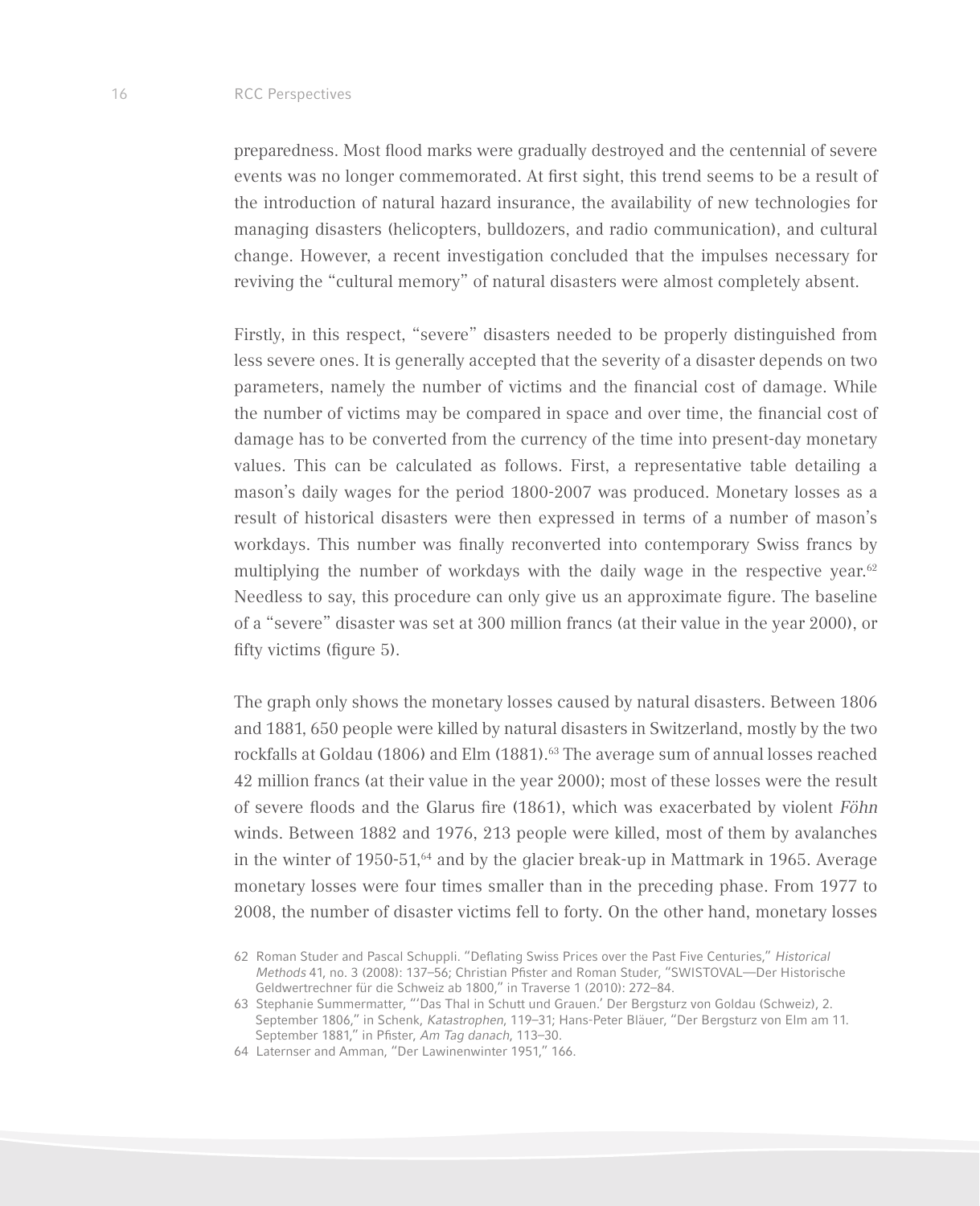preparedness. Most flood marks were gradually destroyed and the centennial of severe events was no longer commemorated. At first sight, this trend seems to be a result of the introduction of natural hazard insurance, the availability of new technologies for managing disasters (helicopters, bulldozers, and radio communication), and cultural change. However, a recent investigation concluded that the impulses necessary for reviving the "cultural memory" of natural disasters were almost completely absent.

Firstly, in this respect, "severe" disasters needed to be properly distinguished from less severe ones. It is generally accepted that the severity of a disaster depends on two parameters, namely the number of victims and the financial cost of damage. While the number of victims may be compared in space and over time, the financial cost of damage has to be converted from the currency of the time into present-day monetary values. This can be calculated as follows. First, a representative table detailing a mason's daily wages for the period 1800-2007 was produced. Monetary losses as a result of historical disasters were then expressed in terms of a number of mason's workdays. This number was finally reconverted into contemporary Swiss francs by multiplying the number of workdays with the daily wage in the respective year.[62] Needless to say, this procedure can only give us an approximate figure. The baseline of a "severe" disaster was set at 300 million francs (at their value in the year 2000), or fifty victims (figure 5).

The graph only shows the monetary losses caused by natural disasters. Between 1806 and 1881, 650 people were killed by natural disasters in Switzerland, mostly by the two rockfalls at Goldau (1806) and Elm (1881).[63] The average sum of annual losses reached 42 million francs (at their value in the year 2000); most of these losses were the result of severe floods and the Glarus fire (1861), which was exacerbated by violent *Föhn* winds. Between 1882 and 1976, 213 people were killed, most of them by avalanches in the winter of 1950-51,[64] and by the glacier break-up in Mattmark in 1965. Average monetary losses were four times smaller than in the preceding phase. From 1977 to 2008, the number of disaster victims fell to forty. On the other hand, monetary losses

62 Roman Studer and Pascal Schuppli. "Deflating Swiss Prices over the Past Five Centuries," *Historical Methods* 41, no. 3 (2008): 137–56; Christian Pfister and Roman Studer, "SWISTOVAL—Der Historische Geldwertrechner für die Schweiz ab 1800," in Traverse 1 (2010): 272–84.

63 Stephanie Summermatter, "'Das Thal in Schutt und Grauen.' Der Bergsturz von Goldau (Schweiz), 2. September 1806," in Schenk, *Katastrophen*, 119–31; Hans-Peter Bläuer, "Der Bergsturz von Elm am 11. September 1881," in Pfister, *Am Tag danach*, 113–30.

64 Laternser and Amman, "Der Lawinenwinter 1951," 166.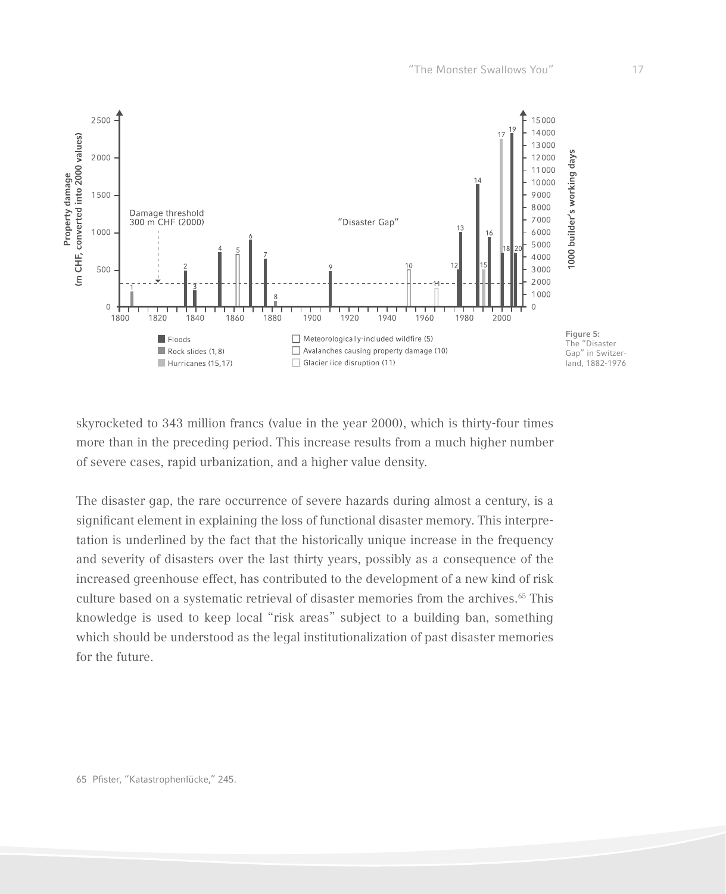Figure 5: The "Disaster Gap" in Switzerland, 1882-1976

skyrocketed to 343 million francs (value in the year 2000), which is thirty-four times more than in the preceding period. This increase results from a much higher number of severe cases, rapid urbanization, and a higher value density.

The disaster gap, the rare occurrence of severe hazards during almost a century, is a significant element in explaining the loss of functional disaster memory. This interpretation is underlined by the fact that the historically unique increase in the frequency and severity of disasters over the last thirty years, possibly as a consequence of the increased greenhouse effect, has contributed to the development of a new kind of risk culture based on a systematic retrieval of disaster memories from the archives.[65] This knowledge is used to keep local "risk areas" subject to a building ban, something which should be understood as the legal institutionalization of past disaster memories for the future.

65 Pfister, "Katastrophenlücke," 245.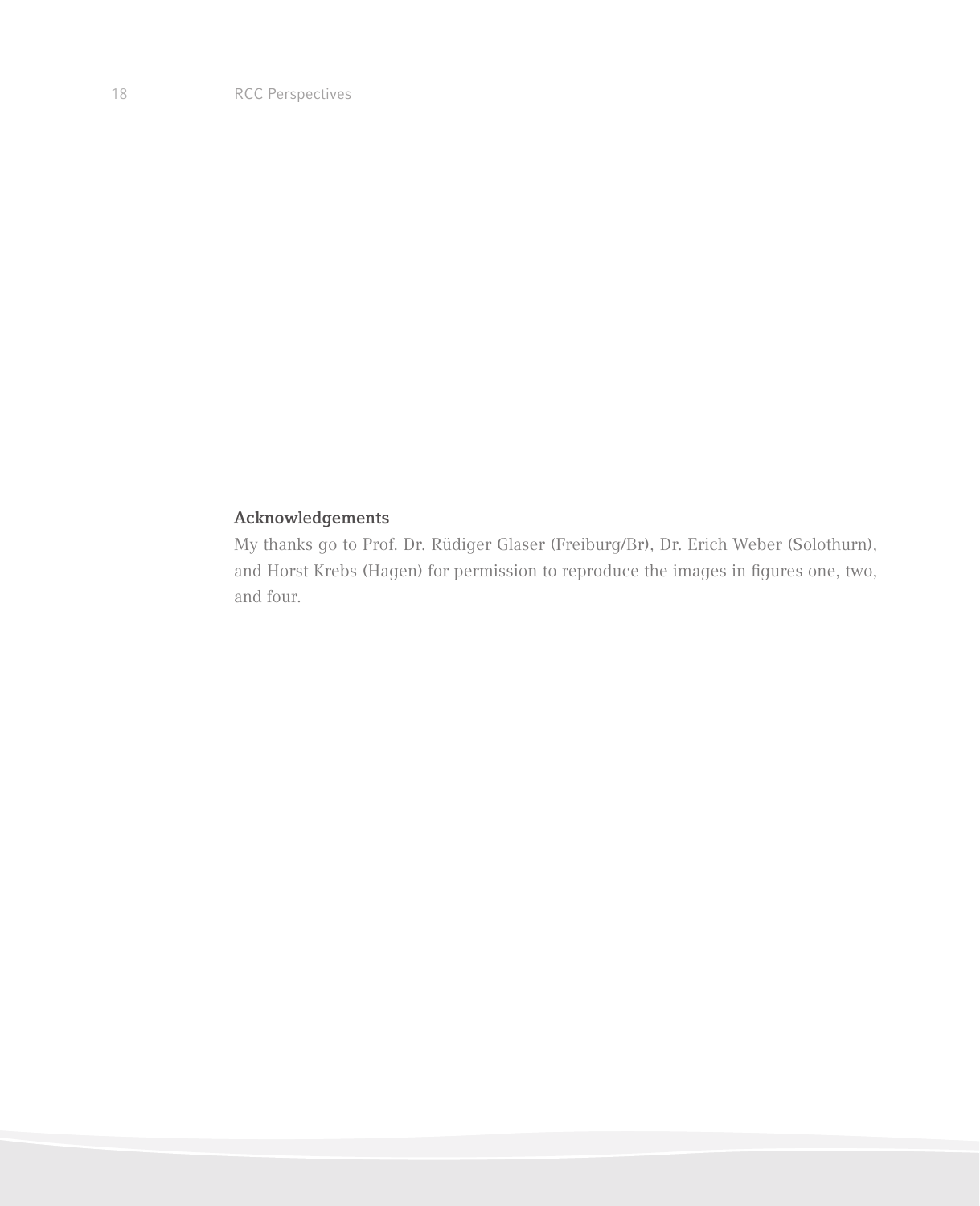## Acknowledgements

My thanks go to Prof. Dr. Rüdiger Glaser (Freiburg/Br), Dr. Erich Weber (Solothurn), and Horst Krebs (Hagen) for permission to reproduce the images in figures one, two, and four.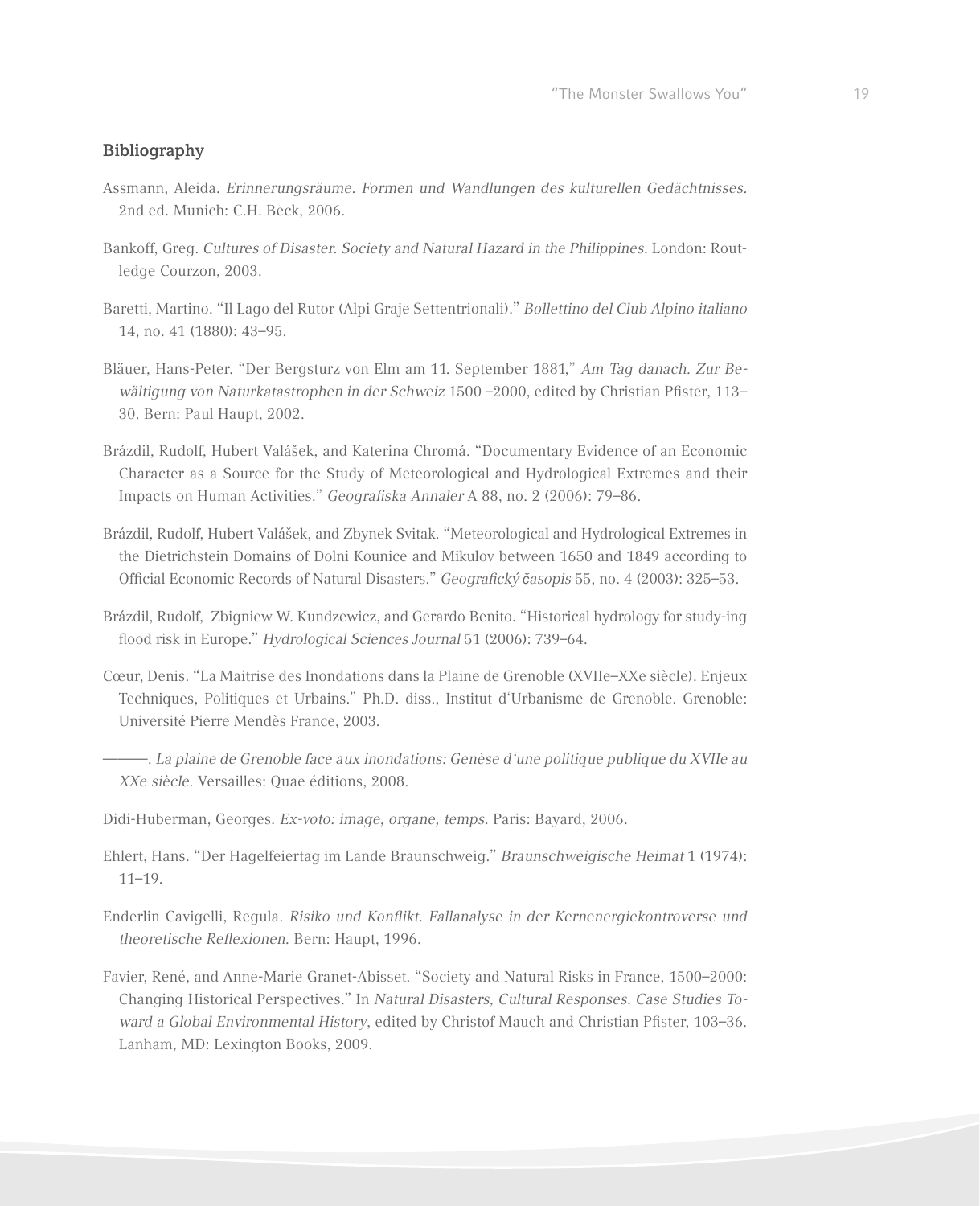## Bibliography

Assmann, Aleida. *Erinnerungsräume. Formen und Wandlungen des kulturellen Gedächtnisses*. 2nd ed. Munich: C.H. Beck, 2006.

Bankoff, Greg. *Cultures of Disaster. Society and Natural Hazard in the Philippines.* London: Routledge Courzon, 2003.

Baretti, Martino. "Il Lago del Rutor (Alpi Graje Settentrionali)." *Bollettino del Club Alpino italiano* 14, no. 41 (1880): 43–95.

Bläuer, Hans-Peter. "Der Bergsturz von Elm am 11. September 1881," *Am Tag danach. Zur Bewältigung von Naturkatastrophen in der Schweiz* 1500 –2000, edited by Christian Pfister, 113–30. Bern: Paul Haupt, 2002.

Brázdil, Rudolf, Hubert Valášek, and Katerina Chromá. "Documentary Evidence of an Economic Character as a Source for the Study of Meteorological and Hydrological Extremes and their Impacts on Human Activities." *Geografiska Annaler* A 88, no. 2 (2006): 79–86.

Brázdil, Rudolf, Hubert Valášek, and Zbynek Svitak. "Meteorological and Hydrological Extremes in the Dietrichstein Domains of Dolni Kounice and Mikulov between 1650 and 1849 according to Official Economic Records of Natural Disasters." *Geografický časopis* 55, no. 4 (2003): 325–53.

Brázdil, Rudolf, Zbigniew W. Kundzewicz, and Gerardo Benito. "Historical hydrology for study-ing flood risk in Europe." *Hydrological Sciences Journal* 51 (2006): 739–64.

Cœur, Denis. "La Maitrise des Inondations dans la Plaine de Grenoble (XVIIe–XXe siècle). Enjeux Techniques, Politiques et Urbains." Ph.D. diss., Institut d'Urbanisme de Grenoble. Grenoble: Université Pierre Mendès France, 2003.

———. *La plaine de Grenoble face aux inondations: Genèse d'une politique publique du XVIIe au XXe siècle*. Versailles: Quae éditions, 2008.

Didi-Huberman, Georges. *Ex-voto: image, organe, temps.* Paris: Bayard, 2006.

Ehlert, Hans. "Der Hagelfeiertag im Lande Braunschweig." *Braunschweigische Heimat* 1 (1974): 11–19.

Enderlin Cavigelli, Regula. *Risiko und Konflikt. Fallanalyse in der Kernenergiekontroverse und theoretische Reflexionen*. Bern: Haupt, 1996.

Favier, René, and Anne-Marie Granet-Abisset. "Society and Natural Risks in France, 1500–2000: Changing Historical Perspectives." In *Natural Disasters, Cultural Responses. Case Studies Toward a Global Environmental History*, edited by Christof Mauch and Christian Pfister, 103–36. Lanham, MD: Lexington Books, 2009.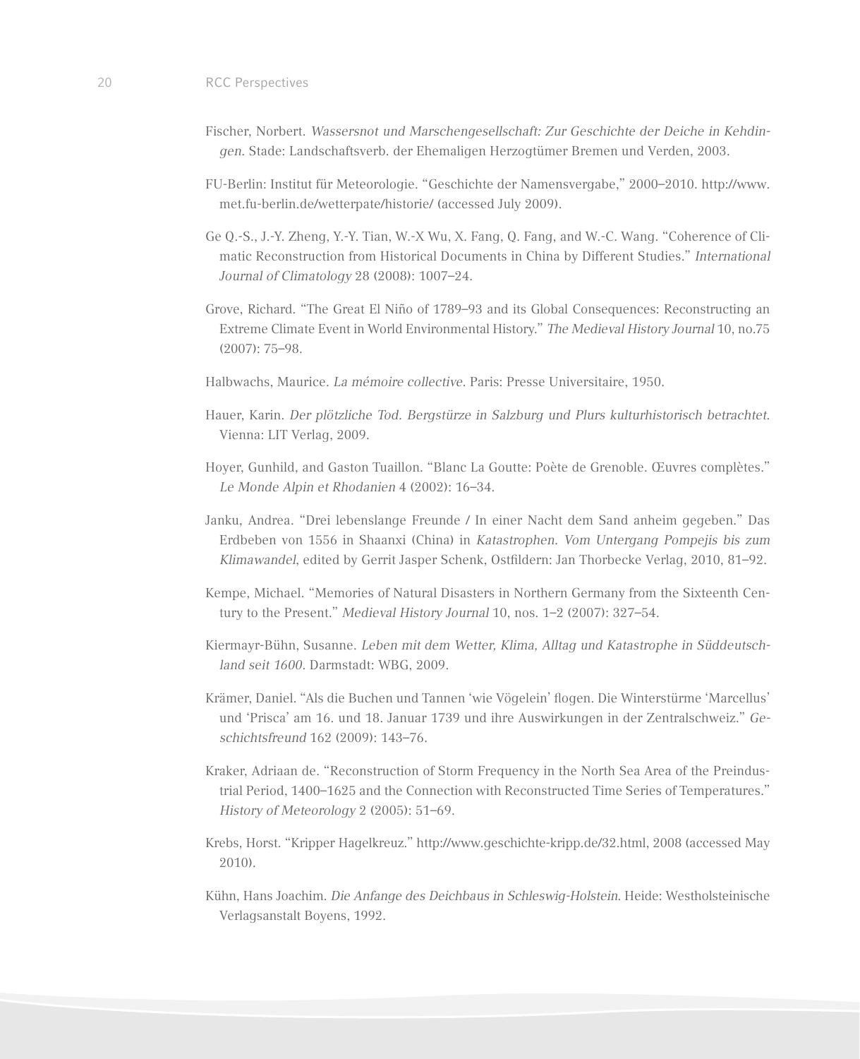Fischer, Norbert. *Wassersnot und Marschengesellschaft: Zur Geschichte der Deiche in Kehdingen.* Stade: Landschaftsverb. der Ehemaligen Herzogtümer Bremen und Verden, 2003.

FU-Berlin: Institut für Meteorologie. "Geschichte der Namensvergabe," 2000–2010. http://www.met.fu-berlin.de/wetterpate/historie/ (accessed July 2009).

Ge Q.-S., J.-Y. Zheng, Y.-Y. Tian, W.-X Wu, X. Fang, Q. Fang, and W.-C. Wang. "Coherence of Climatic Reconstruction from Historical Documents in China by Different Studies." *International Journal of Climatology* 28 (2008): 1007–24.

Grove, Richard. "The Great El Niño of 1789–93 and its Global Consequences: Reconstructing an Extreme Climate Event in World Environmental History." *The Medieval History Journal* 10, no.75 (2007): 75–98.

Halbwachs, Maurice. *La mémoire collective*. Paris: Presse Universitaire, 1950.

Hauer, Karin. *Der plötzliche Tod. Bergstürze in Salzburg und Plurs kulturhistorisch betrachtet*. Vienna: LIT Verlag, 2009.

Hoyer, Gunhild, and Gaston Tuaillon. "Blanc La Goutte: Poète de Grenoble. Œuvres complètes." *Le Monde Alpin et Rhodanien* 4 (2002): 16–34.

Janku, Andrea. "Drei lebenslange Freunde / In einer Nacht dem Sand anheim gegeben." Das Erdbeben von 1556 in Shaanxi (China) in *Katastrophen. Vom Untergang Pompejis bis zum Klimawandel*, edited by Gerrit Jasper Schenk, Ostfildern: Jan Thorbecke Verlag, 2010, 81–92.

Kempe, Michael. "Memories of Natural Disasters in Northern Germany from the Sixteenth Century to the Present." *Medieval History Journal* 10, nos. 1–2 (2007): 327–54.

Kiermayr-Bühn, Susanne. *Leben mit dem Wetter, Klima, Alltag und Katastrophe in Süddeutschland seit 1600*. Darmstadt: WBG, 2009.

Krämer, Daniel. "Als die Buchen und Tannen 'wie Vögelein' flogen. Die Winterstürme 'Marcellus' und 'Prisca' am 16. und 18. Januar 1739 und ihre Auswirkungen in der Zentralschweiz." *Geschichtsfreund* 162 (2009): 143–76.

Kraker, Adriaan de. "Reconstruction of Storm Frequency in the North Sea Area of the Preindustrial Period, 1400–1625 and the Connection with Reconstructed Time Series of Temperatures." *History of Meteorology* 2 (2005): 51–69.

Krebs, Horst. "Kripper Hagelkreuz." http://www.geschichte-kripp.de/32.html, 2008 (accessed May 2010).

Kühn, Hans Joachim. *Die Anfange des Deichbaus in Schleswig-Holstein*. Heide: Westholsteinische Verlagsanstalt Boyens, 1992.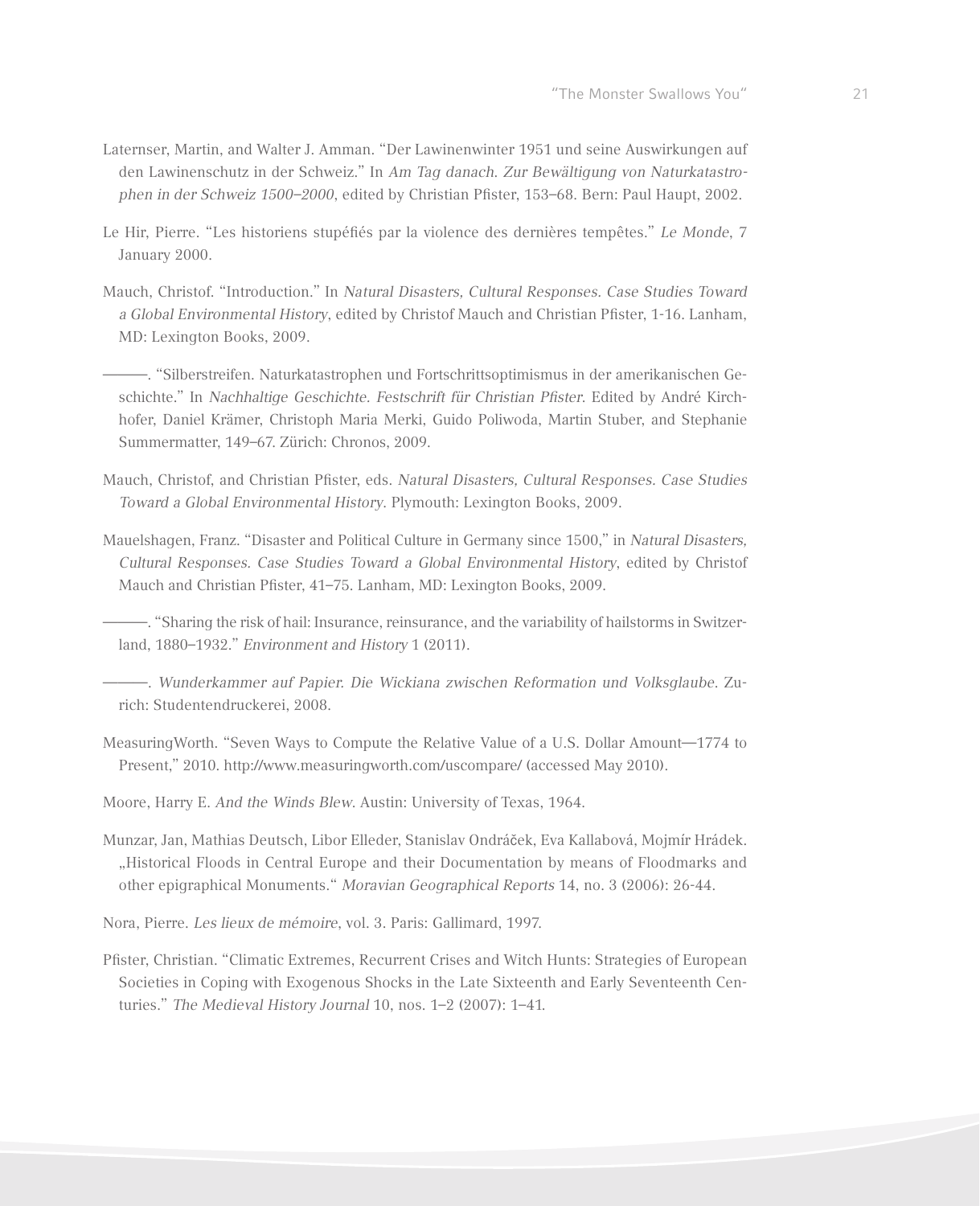Laternser, Martin, and Walter J. Amman. "Der Lawinenwinter 1951 und seine Auswirkungen auf den Lawinenschutz in der Schweiz." In *Am Tag danach. Zur Bewältigung von Naturkatastrophen in der Schweiz 1500–2000*, edited by Christian Pfister, 153–68. Bern: Paul Haupt, 2002.

Le Hir, Pierre. "Les historiens stupéfiés par la violence des dernières tempêtes." *Le Monde*, 7 January 2000.

Mauch, Christof. "Introduction." In *Natural Disasters, Cultural Responses. Case Studies Toward a Global Environmental History*, edited by Christof Mauch and Christian Pfister, 1-16. Lanham, MD: Lexington Books, 2009.

———. "Silberstreifen. Naturkatastrophen und Fortschrittsoptimismus in der amerikanischen Geschichte." In *Nachhaltige Geschichte. Festschrift für Christian Pfister*. Edited by André Kirchhofer, Daniel Krämer, Christoph Maria Merki, Guido Poliwoda, Martin Stuber, and Stephanie Summermatter, 149–67. Zürich: Chronos, 2009.

Mauch, Christof, and Christian Pfister, eds. *Natural Disasters, Cultural Responses. Case Studies Toward a Global Environmental History*. Plymouth: Lexington Books, 2009.

Mauelshagen, Franz. "Disaster and Political Culture in Germany since 1500," in *Natural Disasters, Cultural Responses. Case Studies Toward a Global Environmental History*, edited by Christof Mauch and Christian Pfister, 41–75. Lanham, MD: Lexington Books, 2009.

———. "Sharing the risk of hail: Insurance, reinsurance, and the variability of hailstorms in Switzerland, 1880–1932." *Environment and History* 1 (2011).

———. *Wunderkammer auf Papier. Die Wickiana zwischen Reformation und Volksglaube*. Zurich: Studentendruckerei, 2008.

MeasuringWorth. "Seven Ways to Compute the Relative Value of a U.S. Dollar Amount—1774 to Present," 2010. http://www.measuringworth.com/uscompare/ (accessed May 2010).

Moore, Harry E. *And the Winds Blew*. Austin: University of Texas, 1964.

Munzar, Jan, Mathias Deutsch, Libor Elleder, Stanislav Ondráček, Eva Kallabová, Mojmír Hrádek. „Historical Floods in Central Europe and their Documentation by means of Floodmarks and other epigraphical Monuments." *Moravian Geographical Reports* 14, no. 3 (2006): 26-44.

Nora, Pierre. *Les lieux de mémoire*, vol. 3. Paris: Gallimard, 1997.

Pfister, Christian. "Climatic Extremes, Recurrent Crises and Witch Hunts: Strategies of European Societies in Coping with Exogenous Shocks in the Late Sixteenth and Early Seventeenth Centuries." *The Medieval History Journal* 10, nos. 1–2 (2007): 1–41.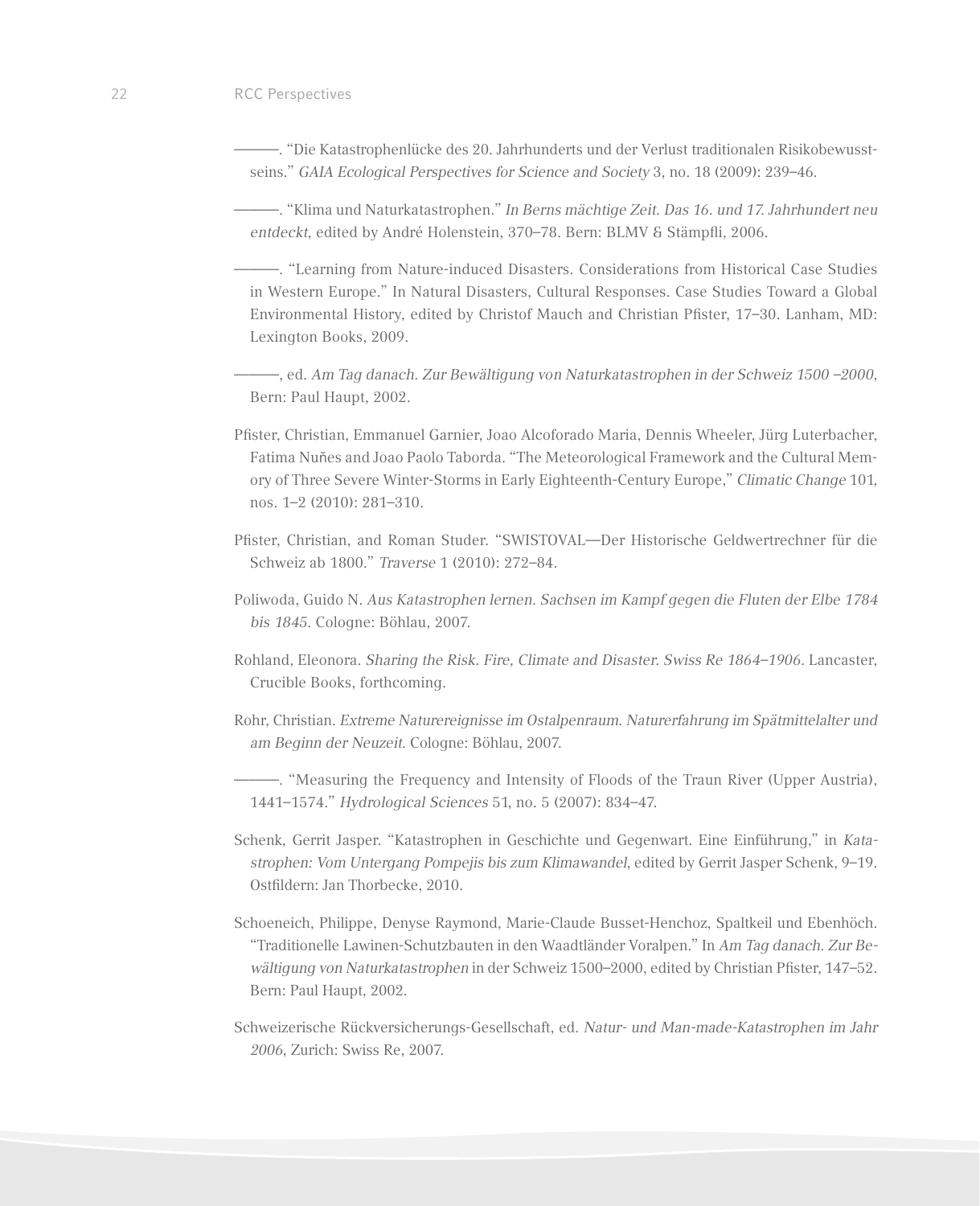———. "Die Katastrophenlücke des 20. Jahrhunderts und der Verlust traditionalen Risikobewusstseins." *GAIA Ecological Perspectives for Science and Society* 3, no. 18 (2009): 239–46.

———. "Klima und Naturkatastrophen." *In Berns mächtige Zeit. Das 16. und 17. Jahrhundert neu entdeckt*, edited by André Holenstein, 370–78. Bern: BLMV & Stämpfli, 2006.

———. "Learning from Nature-induced Disasters. Considerations from Historical Case Studies in Western Europe." In Natural Disasters, Cultural Responses. Case Studies Toward a Global Environmental History, edited by Christof Mauch and Christian Pfister, 17–30. Lanham, MD: Lexington Books, 2009.

———, ed. *Am Tag danach. Zur Bewältigung von Naturkatastrophen in der Schweiz 1500 –2000*, Bern: Paul Haupt, 2002.

Pfister, Christian, Emmanuel Garnier, Joao Alcoforado Maria, Dennis Wheeler, Jürg Luterbacher, Fatima Nuňes and Joao Paolo Taborda. "The Meteorological Framework and the Cultural Memory of Three Severe Winter-Storms in Early Eighteenth-Century Europe," *Climatic Change* 101, nos. 1–2 (2010): 281–310.

Pfister, Christian, and Roman Studer. "SWISTOVAL—Der Historische Geldwertrechner für die Schweiz ab 1800." *Traverse* 1 (2010): 272–84.

Poliwoda, Guido N. *Aus Katastrophen lernen. Sachsen im Kampf gegen die Fluten der Elbe 1784 bis 1845*. Cologne: Böhlau, 2007.

Rohland, Eleonora. *Sharing the Risk. Fire, Climate and Disaster. Swiss Re 1864–1906*. Lancaster, Crucible Books, forthcoming.

Rohr, Christian. *Extreme Naturereignisse im Ostalpenraum. Naturerfahrung im Spätmittelalter und am Beginn der Neuzeit*. Cologne: Böhlau, 2007.

———. "Measuring the Frequency and Intensity of Floods of the Traun River (Upper Austria), 1441–1574." *Hydrological Sciences* 51, no. 5 (2007): 834–47.

Schenk, Gerrit Jasper. "Katastrophen in Geschichte und Gegenwart. Eine Einführung," in *Katastrophen: Vom Untergang Pompejis bis zum Klimawandel*, edited by Gerrit Jasper Schenk, 9–19. Ostfildern: Jan Thorbecke, 2010.

Schoeneich, Philippe, Denyse Raymond, Marie-Claude Busset-Henchoz, Spaltkeil und Ebenhöch. "Traditionelle Lawinen-Schutzbauten in den Waadtländer Voralpen." In *Am Tag danach. Zur Bewältigung von Naturkatastrophen* in der Schweiz 1500–2000, edited by Christian Pfister, 147–52. Bern: Paul Haupt, 2002.

Schweizerische Rückversicherungs-Gesellschaft, ed. *Natur- und Man-made-Katastrophen im Jahr 2006*, Zurich: Swiss Re, 2007.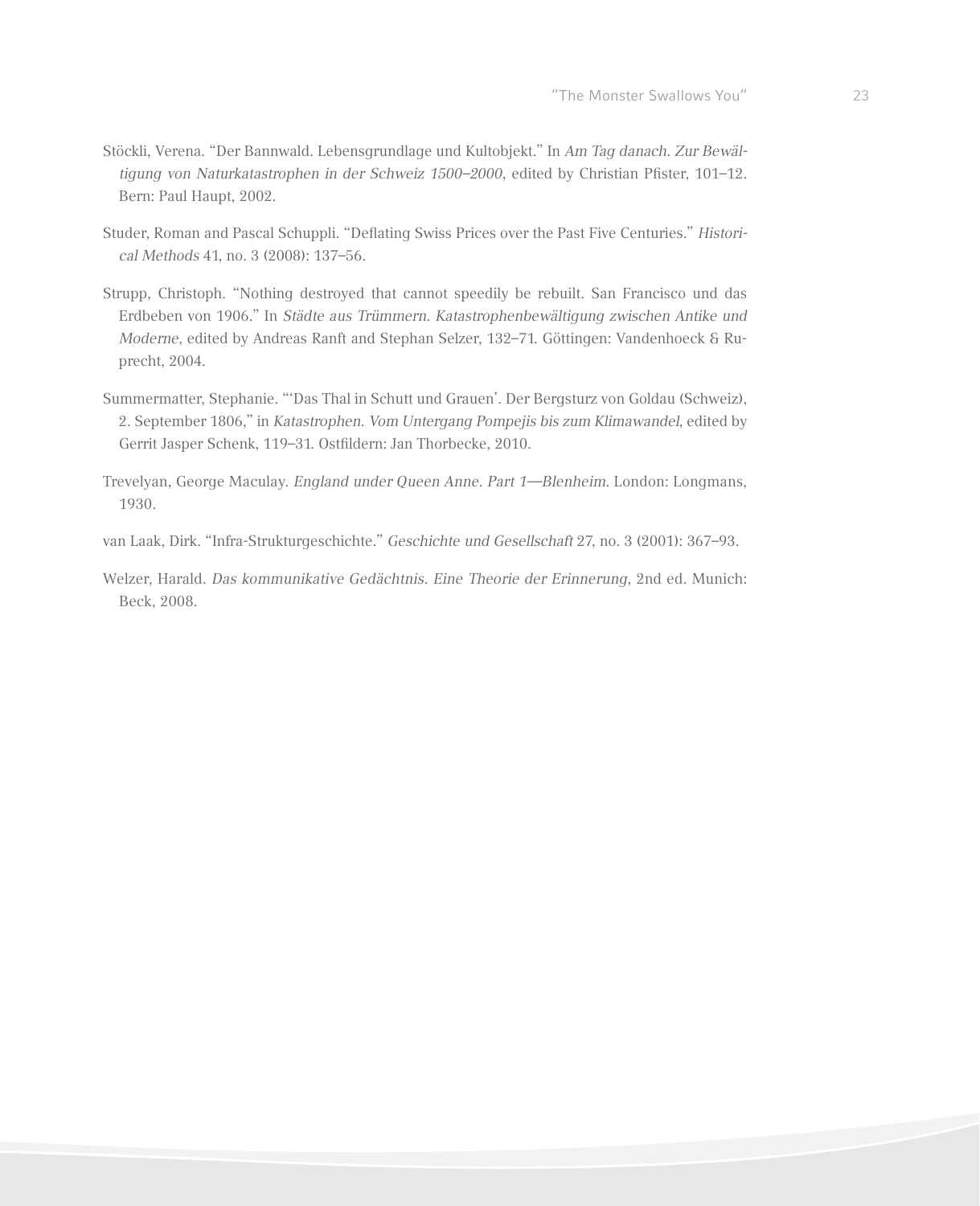Stöckli, Verena. "Der Bannwald. Lebensgrundlage und Kultobjekt." In *Am Tag danach. Zur Bewältigung von Naturkatastrophen in der Schweiz 1500–2000*, edited by Christian Pfister, 101–12. Bern: Paul Haupt, 2002.

Studer, Roman and Pascal Schuppli. "Deflating Swiss Prices over the Past Five Centuries." *Historical Methods* 41, no. 3 (2008): 137–56.

Strupp, Christoph. "Nothing destroyed that cannot speedily be rebuilt. San Francisco und das Erdbeben von 1906." In *Städte aus Trümmern. Katastrophenbewältigung zwischen Antike und Moderne*, edited by Andreas Ranft and Stephan Selzer, 132–71. Göttingen: Vandenhoeck & Ruprecht, 2004.

Summermatter, Stephanie. "'Das Thal in Schutt und Grauen'. Der Bergsturz von Goldau (Schweiz), 2. September 1806," in *Katastrophen. Vom Untergang Pompejis bis zum Klimawandel*, edited by Gerrit Jasper Schenk, 119–31. Ostfildern: Jan Thorbecke, 2010.

Trevelyan, George Maculay. *England under Queen Anne. Part 1—Blenheim*. London: Longmans, 1930.

van Laak, Dirk. "Infra-Strukturgeschichte." *Geschichte und Gesellschaft* 27, no. 3 (2001): 367–93.

Welzer, Harald. *Das kommunikative Gedächtnis. Eine Theorie der Erinnerung*, 2nd ed. Munich: Beck, 2008.